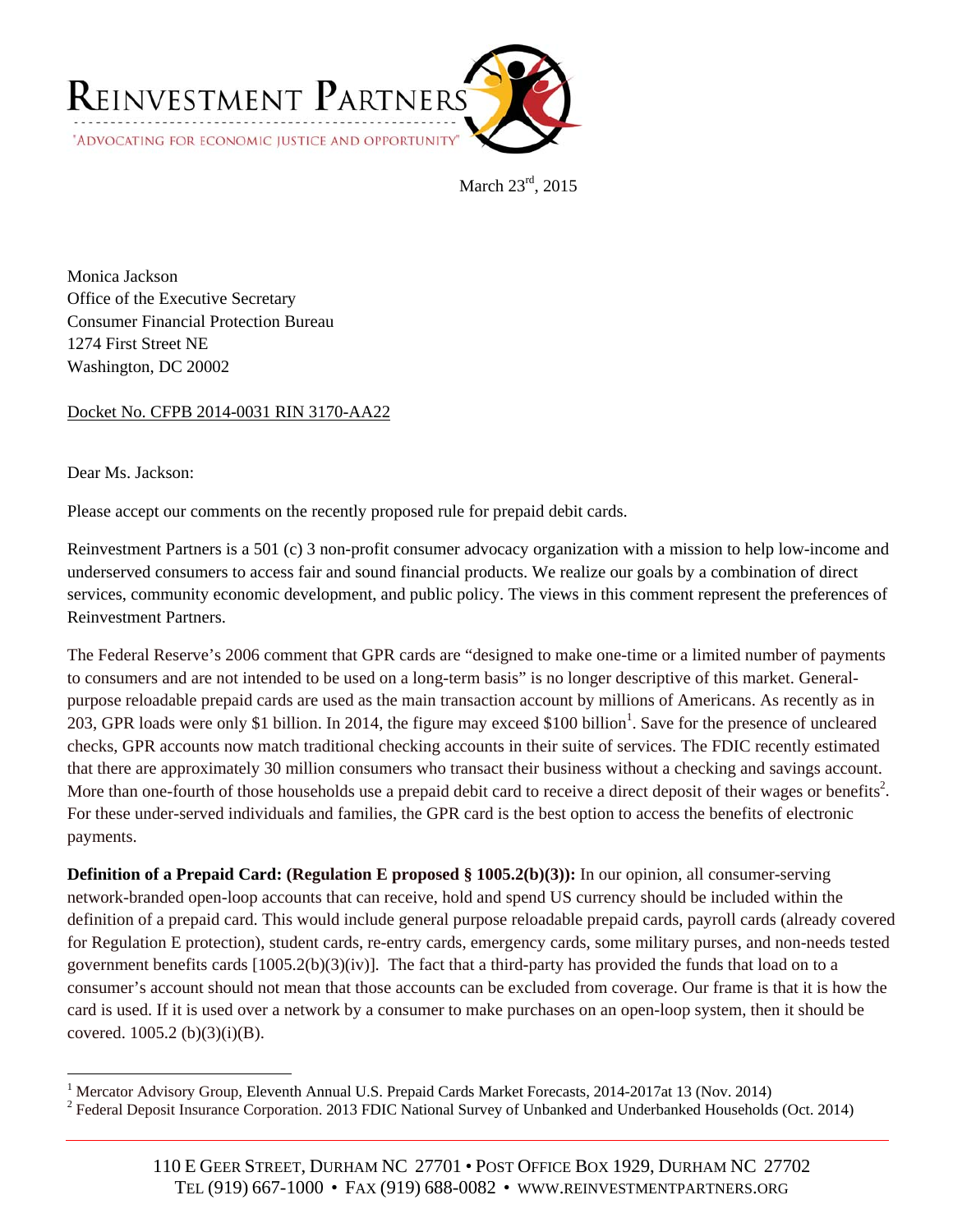# REINVESTMENT PARTNERS

"ADVOCATING FOR ECONOMIC JUSTICE AND OPPORTUNITY"

March 23rd, 2015

Monica Jackson
Office of the Executive Secretary
Consumer Financial Protection Bureau
1274 First Street NE
Washington, DC 20002

Docket No. CFPB 2014-0031 RIN 3170-AA22

Dear Ms. Jackson:

Please accept our comments on the recently proposed rule for prepaid debit cards.

Reinvestment Partners is a 501 (c) 3 non-profit consumer advocacy organization with a mission to help low-income and underserved consumers to access fair and sound financial products. We realize our goals by a combination of direct services, community economic development, and public policy. The views in this comment represent the preferences of Reinvestment Partners.

The Federal Reserve's 2006 comment that GPR cards are "designed to make one-time or a limited number of payments to consumers and are not intended to be used on a long-term basis" is no longer descriptive of this market. General-purpose reloadable prepaid cards are used as the main transaction account by millions of Americans. As recently as in 203, GPR loads were only $1 billion. In 2014, the figure may exceed $100 billion[1]. Save for the presence of uncleared checks, GPR accounts now match traditional checking accounts in their suite of services. The FDIC recently estimated that there are approximately 30 million consumers who transact their business without a checking and savings account. More than one-fourth of those households use a prepaid debit card to receive a direct deposit of their wages or benefits[2]. For these under-served individuals and families, the GPR card is the best option to access the benefits of electronic payments.

**Definition of a Prepaid Card: (Regulation E proposed § 1005.2(b)(3)):** In our opinion, all consumer-serving network-branded open-loop accounts that can receive, hold and spend US currency should be included within the definition of a prepaid card. This would include general purpose reloadable prepaid cards, payroll cards (already covered for Regulation E protection), student cards, re-entry cards, emergency cards, some military purses, and non-needs tested government benefits cards [1005.2(b)(3)(iv)]. The fact that a third-party has provided the funds that load on to a consumer's account should not mean that those accounts can be excluded from coverage. Our frame is that it is how the card is used. If it is used over a network by a consumer to make purchases on an open-loop system, then it should be covered. 1005.2 (b)(3)(i)(B).

---

[1] Mercator Advisory Group, Eleventh Annual U.S. Prepaid Cards Market Forecasts, 2014-2017at 13 (Nov. 2014)

[2] Federal Deposit Insurance Corporation. 2013 FDIC National Survey of Unbanked and Underbanked Households (Oct. 2014)

110 E GEER STREET, DURHAM NC 27701 • POST OFFICE BOX 1929, DURHAM NC 27702
TEL (919) 667-1000 • FAX (919) 688-0082 • WWW.REINVESTMENTPARTNERS.ORG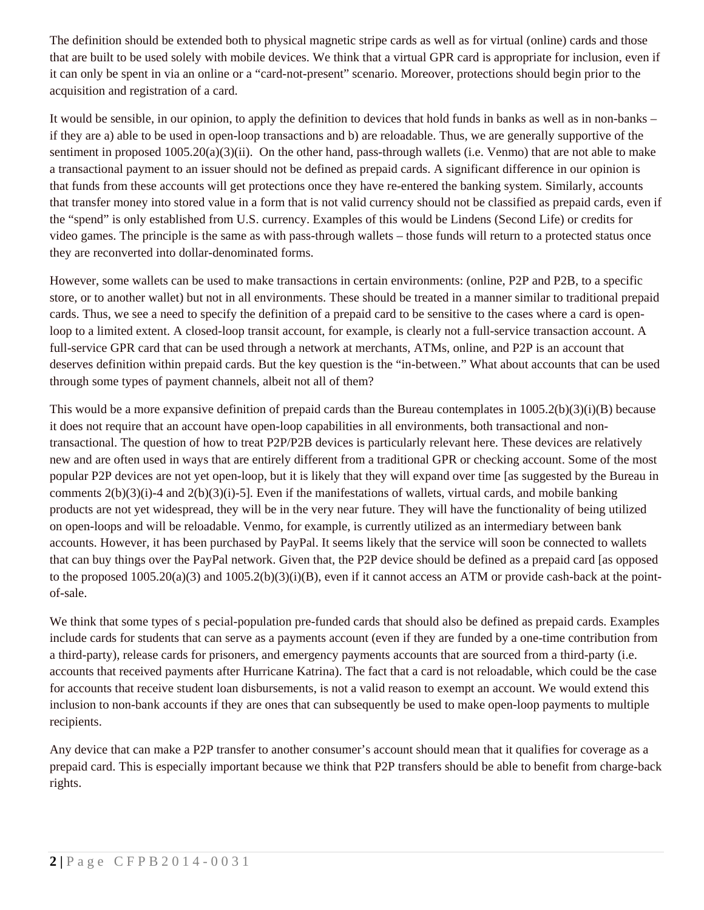The definition should be extended both to physical magnetic stripe cards as well as for virtual (online) cards and those that are built to be used solely with mobile devices. We think that a virtual GPR card is appropriate for inclusion, even if it can only be spent in via an online or a "card-not-present" scenario. Moreover, protections should begin prior to the acquisition and registration of a card.

It would be sensible, in our opinion, to apply the definition to devices that hold funds in banks as well as in non-banks – if they are a) able to be used in open-loop transactions and b) are reloadable. Thus, we are generally supportive of the sentiment in proposed 1005.20(a)(3)(ii). On the other hand, pass-through wallets (i.e. Venmo) that are not able to make a transactional payment to an issuer should not be defined as prepaid cards. A significant difference in our opinion is that funds from these accounts will get protections once they have re-entered the banking system. Similarly, accounts that transfer money into stored value in a form that is not valid currency should not be classified as prepaid cards, even if the "spend" is only established from U.S. currency. Examples of this would be Lindens (Second Life) or credits for video games. The principle is the same as with pass-through wallets – those funds will return to a protected status once they are reconverted into dollar-denominated forms.

However, some wallets can be used to make transactions in certain environments: (online, P2P and P2B, to a specific store, or to another wallet) but not in all environments. These should be treated in a manner similar to traditional prepaid cards. Thus, we see a need to specify the definition of a prepaid card to be sensitive to the cases where a card is open-loop to a limited extent. A closed-loop transit account, for example, is clearly not a full-service transaction account. A full-service GPR card that can be used through a network at merchants, ATMs, online, and P2P is an account that deserves definition within prepaid cards. But the key question is the "in-between." What about accounts that can be used through some types of payment channels, albeit not all of them?

This would be a more expansive definition of prepaid cards than the Bureau contemplates in 1005.2(b)(3)(i)(B) because it does not require that an account have open-loop capabilities in all environments, both transactional and non-transactional. The question of how to treat P2P/P2B devices is particularly relevant here. These devices are relatively new and are often used in ways that are entirely different from a traditional GPR or checking account. Some of the most popular P2P devices are not yet open-loop, but it is likely that they will expand over time [as suggested by the Bureau in comments 2(b)(3)(i)-4 and 2(b)(3)(i)-5]. Even if the manifestations of wallets, virtual cards, and mobile banking products are not yet widespread, they will be in the very near future. They will have the functionality of being utilized on open-loops and will be reloadable. Venmo, for example, is currently utilized as an intermediary between bank accounts. However, it has been purchased by PayPal. It seems likely that the service will soon be connected to wallets that can buy things over the PayPal network. Given that, the P2P device should be defined as a prepaid card [as opposed to the proposed 1005.20(a)(3) and 1005.2(b)(3)(i)(B), even if it cannot access an ATM or provide cash-back at the point-of-sale.

We think that some types of s pecial-population pre-funded cards that should also be defined as prepaid cards. Examples include cards for students that can serve as a payments account (even if they are funded by a one-time contribution from a third-party), release cards for prisoners, and emergency payments accounts that are sourced from a third-party (i.e. accounts that received payments after Hurricane Katrina). The fact that a card is not reloadable, which could be the case for accounts that receive student loan disbursements, is not a valid reason to exempt an account. We would extend this inclusion to non-bank accounts if they are ones that can subsequently be used to make open-loop payments to multiple recipients.

Any device that can make a P2P transfer to another consumer's account should mean that it qualifies for coverage as a prepaid card. This is especially important because we think that P2P transfers should be able to benefit from charge-back rights.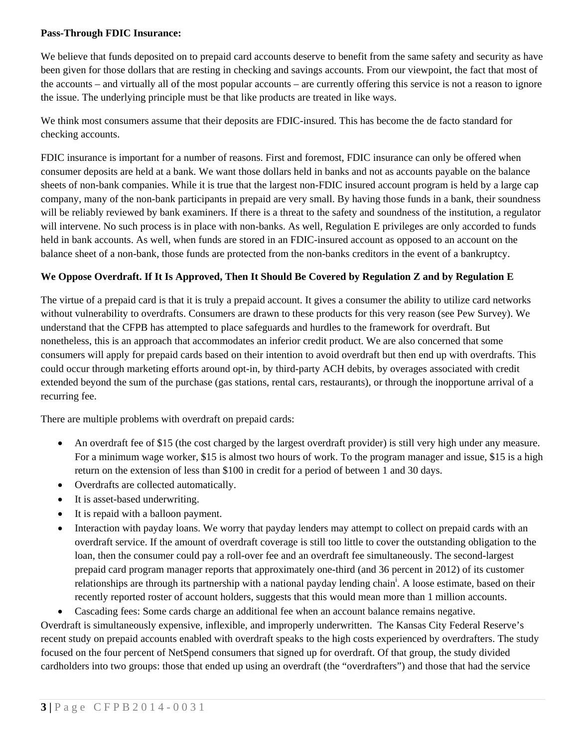**Pass-Through FDIC Insurance:**

We believe that funds deposited on to prepaid card accounts deserve to benefit from the same safety and security as have been given for those dollars that are resting in checking and savings accounts. From our viewpoint, the fact that most of the accounts – and virtually all of the most popular accounts – are currently offering this service is not a reason to ignore the issue. The underlying principle must be that like products are treated in like ways.

We think most consumers assume that their deposits are FDIC-insured. This has become the de facto standard for checking accounts.

FDIC insurance is important for a number of reasons. First and foremost, FDIC insurance can only be offered when consumer deposits are held at a bank. We want those dollars held in banks and not as accounts payable on the balance sheets of non-bank companies. While it is true that the largest non-FDIC insured account program is held by a large cap company, many of the non-bank participants in prepaid are very small. By having those funds in a bank, their soundness will be reliably reviewed by bank examiners. If there is a threat to the safety and soundness of the institution, a regulator will intervene. No such process is in place with non-banks. As well, Regulation E privileges are only accorded to funds held in bank accounts. As well, when funds are stored in an FDIC-insured account as opposed to an account on the balance sheet of a non-bank, those funds are protected from the non-banks creditors in the event of a bankruptcy.

**We Oppose Overdraft. If It Is Approved, Then It Should Be Covered by Regulation Z and by Regulation E**

The virtue of a prepaid card is that it is truly a prepaid account. It gives a consumer the ability to utilize card networks without vulnerability to overdrafts. Consumers are drawn to these products for this very reason (see Pew Survey). We understand that the CFPB has attempted to place safeguards and hurdles to the framework for overdraft. But nonetheless, this is an approach that accommodates an inferior credit product. We are also concerned that some consumers will apply for prepaid cards based on their intention to avoid overdraft but then end up with overdrafts. This could occur through marketing efforts around opt-in, by third-party ACH debits, by overages associated with credit extended beyond the sum of the purchase (gas stations, rental cars, restaurants), or through the inopportune arrival of a recurring fee.

There are multiple problems with overdraft on prepaid cards:

- An overdraft fee of $15 (the cost charged by the largest overdraft provider) is still very high under any measure. For a minimum wage worker, $15 is almost two hours of work. To the program manager and issue, $15 is a high return on the extension of less than $100 in credit for a period of between 1 and 30 days.
- Overdrafts are collected automatically.
- It is asset-based underwriting.
- It is repaid with a balloon payment.
- Interaction with payday loans. We worry that payday lenders may attempt to collect on prepaid cards with an overdraft service. If the amount of overdraft coverage is still too little to cover the outstanding obligation to the loan, then the consumer could pay a roll-over fee and an overdraft fee simultaneously. The second-largest prepaid card program manager reports that approximately one-third (and 36 percent in 2012) of its customer relationships are through its partnership with a national payday lending chain[i]. A loose estimate, based on their recently reported roster of account holders, suggests that this would mean more than 1 million accounts.
- Cascading fees: Some cards charge an additional fee when an account balance remains negative.

Overdraft is simultaneously expensive, inflexible, and improperly underwritten. The Kansas City Federal Reserve's recent study on prepaid accounts enabled with overdraft speaks to the high costs experienced by overdrafters. The study focused on the four percent of NetSpend consumers that signed up for overdraft. Of that group, the study divided cardholders into two groups: those that ended up using an overdraft (the "overdrafters") and those that had the service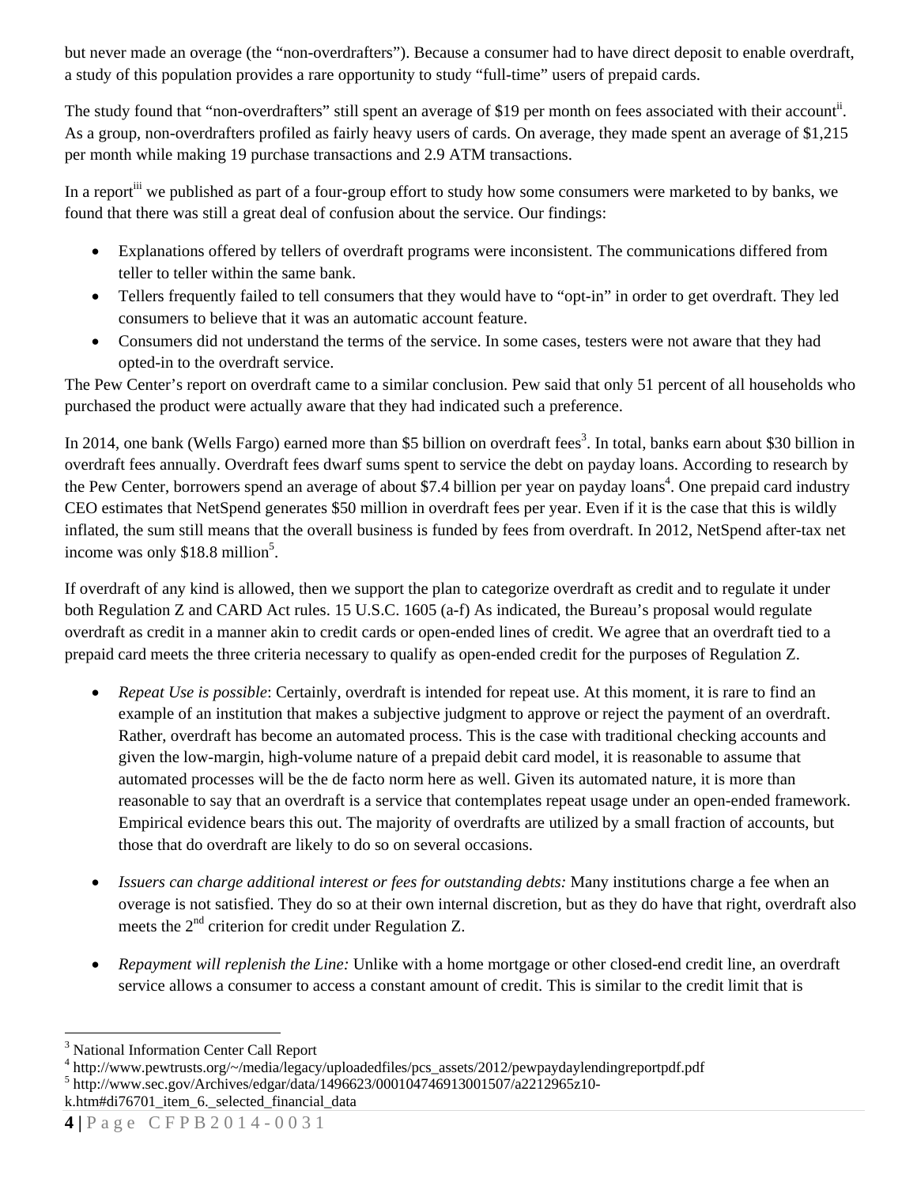but never made an overage (the "non-overdrafters"). Because a consumer had to have direct deposit to enable overdraft, a study of this population provides a rare opportunity to study "full-time" users of prepaid cards.

The study found that "non-overdrafters" still spent an average of $19 per month on fees associated with their account[ii]. As a group, non-overdrafters profiled as fairly heavy users of cards. On average, they made spent an average of $1,215 per month while making 19 purchase transactions and 2.9 ATM transactions.

In a report[iii] we published as part of a four-group effort to study how some consumers were marketed to by banks, we found that there was still a great deal of confusion about the service. Our findings:

- Explanations offered by tellers of overdraft programs were inconsistent. The communications differed from teller to teller within the same bank.
- Tellers frequently failed to tell consumers that they would have to "opt-in" in order to get overdraft. They led consumers to believe that it was an automatic account feature.
- Consumers did not understand the terms of the service. In some cases, testers were not aware that they had opted-in to the overdraft service.

The Pew Center's report on overdraft came to a similar conclusion. Pew said that only 51 percent of all households who purchased the product were actually aware that they had indicated such a preference.

In 2014, one bank (Wells Fargo) earned more than $5 billion on overdraft fees[3]. In total, banks earn about $30 billion in overdraft fees annually. Overdraft fees dwarf sums spent to service the debt on payday loans. According to research by the Pew Center, borrowers spend an average of about $7.4 billion per year on payday loans[4]. One prepaid card industry CEO estimates that NetSpend generates $50 million in overdraft fees per year. Even if it is the case that this is wildly inflated, the sum still means that the overall business is funded by fees from overdraft. In 2012, NetSpend after-tax net income was only $18.8 million[5].

If overdraft of any kind is allowed, then we support the plan to categorize overdraft as credit and to regulate it under both Regulation Z and CARD Act rules. 15 U.S.C. 1605 (a-f) As indicated, the Bureau's proposal would regulate overdraft as credit in a manner akin to credit cards or open-ended lines of credit. We agree that an overdraft tied to a prepaid card meets the three criteria necessary to qualify as open-ended credit for the purposes of Regulation Z.

- *Repeat Use is possible*: Certainly, overdraft is intended for repeat use. At this moment, it is rare to find an example of an institution that makes a subjective judgment to approve or reject the payment of an overdraft. Rather, overdraft has become an automated process. This is the case with traditional checking accounts and given the low-margin, high-volume nature of a prepaid debit card model, it is reasonable to assume that automated processes will be the de facto norm here as well. Given its automated nature, it is more than reasonable to say that an overdraft is a service that contemplates repeat usage under an open-ended framework. Empirical evidence bears this out. The majority of overdrafts are utilized by a small fraction of accounts, but those that do overdraft are likely to do so on several occasions.

- *Issuers can charge additional interest or fees for outstanding debts:* Many institutions charge a fee when an overage is not satisfied. They do so at their own internal discretion, but as they do have that right, overdraft also meets the 2nd criterion for credit under Regulation Z.

- *Repayment will replenish the Line:* Unlike with a home mortgage or other closed-end credit line, an overdraft service allows a consumer to access a constant amount of credit. This is similar to the credit limit that is

[3] National Information Center Call Report
[4] http://www.pewtrusts.org/~/media/legacy/uploadedfiles/pcs_assets/2012/pewpaydaylendingreportpdf.pdf
[5] http://www.sec.gov/Archives/edgar/data/1496623/000104746913001507/a2212965z10-k.htm#di76701_item_6._selected_financial_data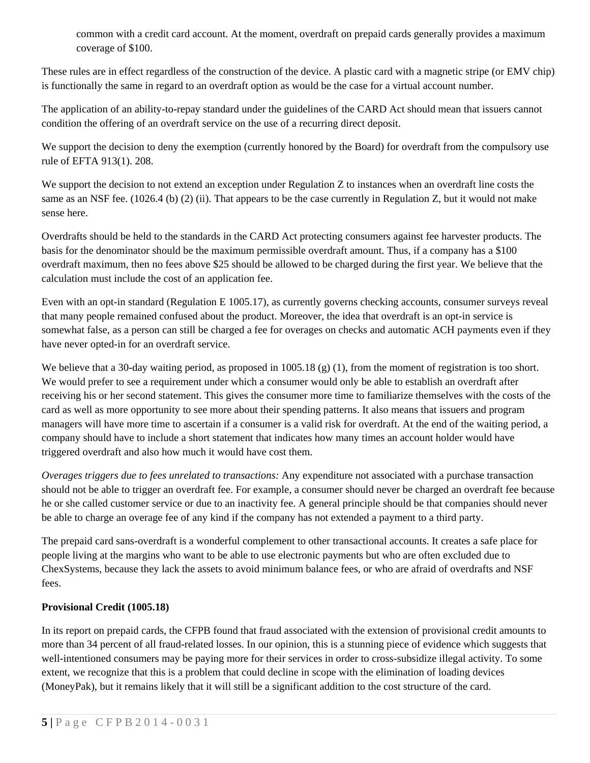common with a credit card account. At the moment, overdraft on prepaid cards generally provides a maximum coverage of $100.

These rules are in effect regardless of the construction of the device. A plastic card with a magnetic stripe (or EMV chip) is functionally the same in regard to an overdraft option as would be the case for a virtual account number.

The application of an ability-to-repay standard under the guidelines of the CARD Act should mean that issuers cannot condition the offering of an overdraft service on the use of a recurring direct deposit.

We support the decision to deny the exemption (currently honored by the Board) for overdraft from the compulsory use rule of EFTA 913(1). 208.

We support the decision to not extend an exception under Regulation Z to instances when an overdraft line costs the same as an NSF fee. (1026.4 (b) (2) (ii). That appears to be the case currently in Regulation Z, but it would not make sense here.

Overdrafts should be held to the standards in the CARD Act protecting consumers against fee harvester products. The basis for the denominator should be the maximum permissible overdraft amount. Thus, if a company has a $100 overdraft maximum, then no fees above $25 should be allowed to be charged during the first year. We believe that the calculation must include the cost of an application fee.

Even with an opt-in standard (Regulation E 1005.17), as currently governs checking accounts, consumer surveys reveal that many people remained confused about the product. Moreover, the idea that overdraft is an opt-in service is somewhat false, as a person can still be charged a fee for overages on checks and automatic ACH payments even if they have never opted-in for an overdraft service.

We believe that a 30-day waiting period, as proposed in 1005.18 (g) (1), from the moment of registration is too short. We would prefer to see a requirement under which a consumer would only be able to establish an overdraft after receiving his or her second statement. This gives the consumer more time to familiarize themselves with the costs of the card as well as more opportunity to see more about their spending patterns. It also means that issuers and program managers will have more time to ascertain if a consumer is a valid risk for overdraft. At the end of the waiting period, a company should have to include a short statement that indicates how many times an account holder would have triggered overdraft and also how much it would have cost them.

*Overages triggers due to fees unrelated to transactions:* Any expenditure not associated with a purchase transaction should not be able to trigger an overdraft fee. For example, a consumer should never be charged an overdraft fee because he or she called customer service or due to an inactivity fee. A general principle should be that companies should never be able to charge an overage fee of any kind if the company has not extended a payment to a third party.

The prepaid card sans-overdraft is a wonderful complement to other transactional accounts. It creates a safe place for people living at the margins who want to be able to use electronic payments but who are often excluded due to ChexSystems, because they lack the assets to avoid minimum balance fees, or who are afraid of overdrafts and NSF fees.

**Provisional Credit (1005.18)**

In its report on prepaid cards, the CFPB found that fraud associated with the extension of provisional credit amounts to more than 34 percent of all fraud-related losses. In our opinion, this is a stunning piece of evidence which suggests that well-intentioned consumers may be paying more for their services in order to cross-subsidize illegal activity. To some extent, we recognize that this is a problem that could decline in scope with the elimination of loading devices (MoneyPak), but it remains likely that it will still be a significant addition to the cost structure of the card.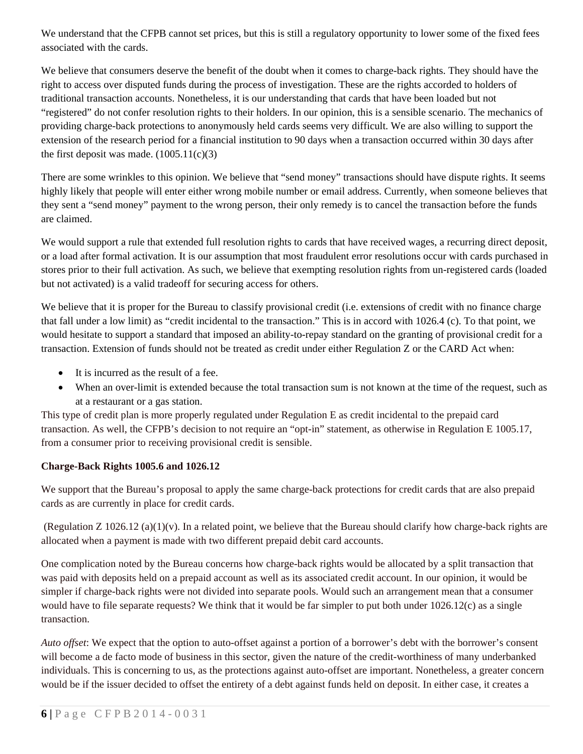We understand that the CFPB cannot set prices, but this is still a regulatory opportunity to lower some of the fixed fees associated with the cards.

We believe that consumers deserve the benefit of the doubt when it comes to charge-back rights. They should have the right to access over disputed funds during the process of investigation. These are the rights accorded to holders of traditional transaction accounts. Nonetheless, it is our understanding that cards that have been loaded but not "registered" do not confer resolution rights to their holders. In our opinion, this is a sensible scenario. The mechanics of providing charge-back protections to anonymously held cards seems very difficult. We are also willing to support the extension of the research period for a financial institution to 90 days when a transaction occurred within 30 days after the first deposit was made. (1005.11(c)(3)

There are some wrinkles to this opinion. We believe that "send money" transactions should have dispute rights. It seems highly likely that people will enter either wrong mobile number or email address. Currently, when someone believes that they sent a "send money" payment to the wrong person, their only remedy is to cancel the transaction before the funds are claimed.

We would support a rule that extended full resolution rights to cards that have received wages, a recurring direct deposit, or a load after formal activation. It is our assumption that most fraudulent error resolutions occur with cards purchased in stores prior to their full activation. As such, we believe that exempting resolution rights from un-registered cards (loaded but not activated) is a valid tradeoff for securing access for others.

We believe that it is proper for the Bureau to classify provisional credit (i.e. extensions of credit with no finance charge that fall under a low limit) as "credit incidental to the transaction." This is in accord with 1026.4 (c). To that point, we would hesitate to support a standard that imposed an ability-to-repay standard on the granting of provisional credit for a transaction. Extension of funds should not be treated as credit under either Regulation Z or the CARD Act when:

- It is incurred as the result of a fee.
- When an over-limit is extended because the total transaction sum is not known at the time of the request, such as at a restaurant or a gas station.

This type of credit plan is more properly regulated under Regulation E as credit incidental to the prepaid card transaction. As well, the CFPB's decision to not require an "opt-in" statement, as otherwise in Regulation E 1005.17, from a consumer prior to receiving provisional credit is sensible.

**Charge-Back Rights 1005.6 and 1026.12**

We support that the Bureau's proposal to apply the same charge-back protections for credit cards that are also prepaid cards as are currently in place for credit cards.

(Regulation Z 1026.12 (a)(1)(v). In a related point, we believe that the Bureau should clarify how charge-back rights are allocated when a payment is made with two different prepaid debit card accounts.

One complication noted by the Bureau concerns how charge-back rights would be allocated by a split transaction that was paid with deposits held on a prepaid account as well as its associated credit account. In our opinion, it would be simpler if charge-back rights were not divided into separate pools. Would such an arrangement mean that a consumer would have to file separate requests? We think that it would be far simpler to put both under 1026.12(c) as a single transaction.

*Auto offset*: We expect that the option to auto-offset against a portion of a borrower's debt with the borrower's consent will become a de facto mode of business in this sector, given the nature of the credit-worthiness of many underbanked individuals. This is concerning to us, as the protections against auto-offset are important. Nonetheless, a greater concern would be if the issuer decided to offset the entirety of a debt against funds held on deposit. In either case, it creates a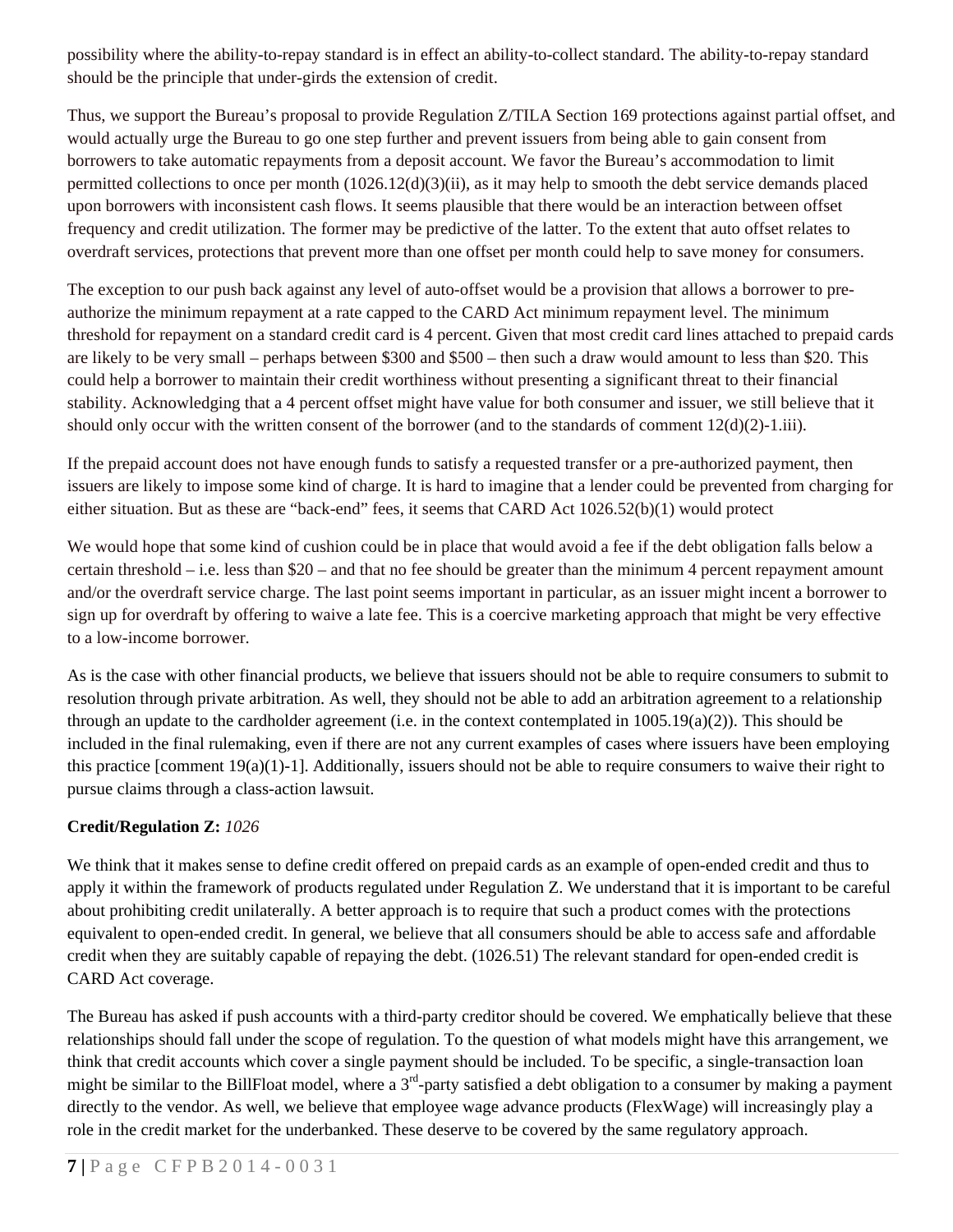possibility where the ability-to-repay standard is in effect an ability-to-collect standard. The ability-to-repay standard should be the principle that under-girds the extension of credit.

Thus, we support the Bureau's proposal to provide Regulation Z/TILA Section 169 protections against partial offset, and would actually urge the Bureau to go one step further and prevent issuers from being able to gain consent from borrowers to take automatic repayments from a deposit account. We favor the Bureau's accommodation to limit permitted collections to once per month (1026.12(d)(3)(ii), as it may help to smooth the debt service demands placed upon borrowers with inconsistent cash flows. It seems plausible that there would be an interaction between offset frequency and credit utilization. The former may be predictive of the latter. To the extent that auto offset relates to overdraft services, protections that prevent more than one offset per month could help to save money for consumers.

The exception to our push back against any level of auto-offset would be a provision that allows a borrower to pre-authorize the minimum repayment at a rate capped to the CARD Act minimum repayment level. The minimum threshold for repayment on a standard credit card is 4 percent. Given that most credit card lines attached to prepaid cards are likely to be very small – perhaps between $300 and $500 – then such a draw would amount to less than $20. This could help a borrower to maintain their credit worthiness without presenting a significant threat to their financial stability. Acknowledging that a 4 percent offset might have value for both consumer and issuer, we still believe that it should only occur with the written consent of the borrower (and to the standards of comment 12(d)(2)-1.iii).

If the prepaid account does not have enough funds to satisfy a requested transfer or a pre-authorized payment, then issuers are likely to impose some kind of charge. It is hard to imagine that a lender could be prevented from charging for either situation. But as these are "back-end" fees, it seems that CARD Act 1026.52(b)(1) would protect

We would hope that some kind of cushion could be in place that would avoid a fee if the debt obligation falls below a certain threshold – i.e. less than $20 – and that no fee should be greater than the minimum 4 percent repayment amount and/or the overdraft service charge. The last point seems important in particular, as an issuer might incent a borrower to sign up for overdraft by offering to waive a late fee. This is a coercive marketing approach that might be very effective to a low-income borrower.

As is the case with other financial products, we believe that issuers should not be able to require consumers to submit to resolution through private arbitration. As well, they should not be able to add an arbitration agreement to a relationship through an update to the cardholder agreement (i.e. in the context contemplated in 1005.19(a)(2)). This should be included in the final rulemaking, even if there are not any current examples of cases where issuers have been employing this practice [comment 19(a)(1)-1]. Additionally, issuers should not be able to require consumers to waive their right to pursue claims through a class-action lawsuit.

**Credit/Regulation Z:** *1026*

We think that it makes sense to define credit offered on prepaid cards as an example of open-ended credit and thus to apply it within the framework of products regulated under Regulation Z. We understand that it is important to be careful about prohibiting credit unilaterally. A better approach is to require that such a product comes with the protections equivalent to open-ended credit. In general, we believe that all consumers should be able to access safe and affordable credit when they are suitably capable of repaying the debt. (1026.51) The relevant standard for open-ended credit is CARD Act coverage.

The Bureau has asked if push accounts with a third-party creditor should be covered. We emphatically believe that these relationships should fall under the scope of regulation. To the question of what models might have this arrangement, we think that credit accounts which cover a single payment should be included. To be specific, a single-transaction loan might be similar to the BillFloat model, where a 3rd-party satisfied a debt obligation to a consumer by making a payment directly to the vendor. As well, we believe that employee wage advance products (FlexWage) will increasingly play a role in the credit market for the underbanked. These deserve to be covered by the same regulatory approach.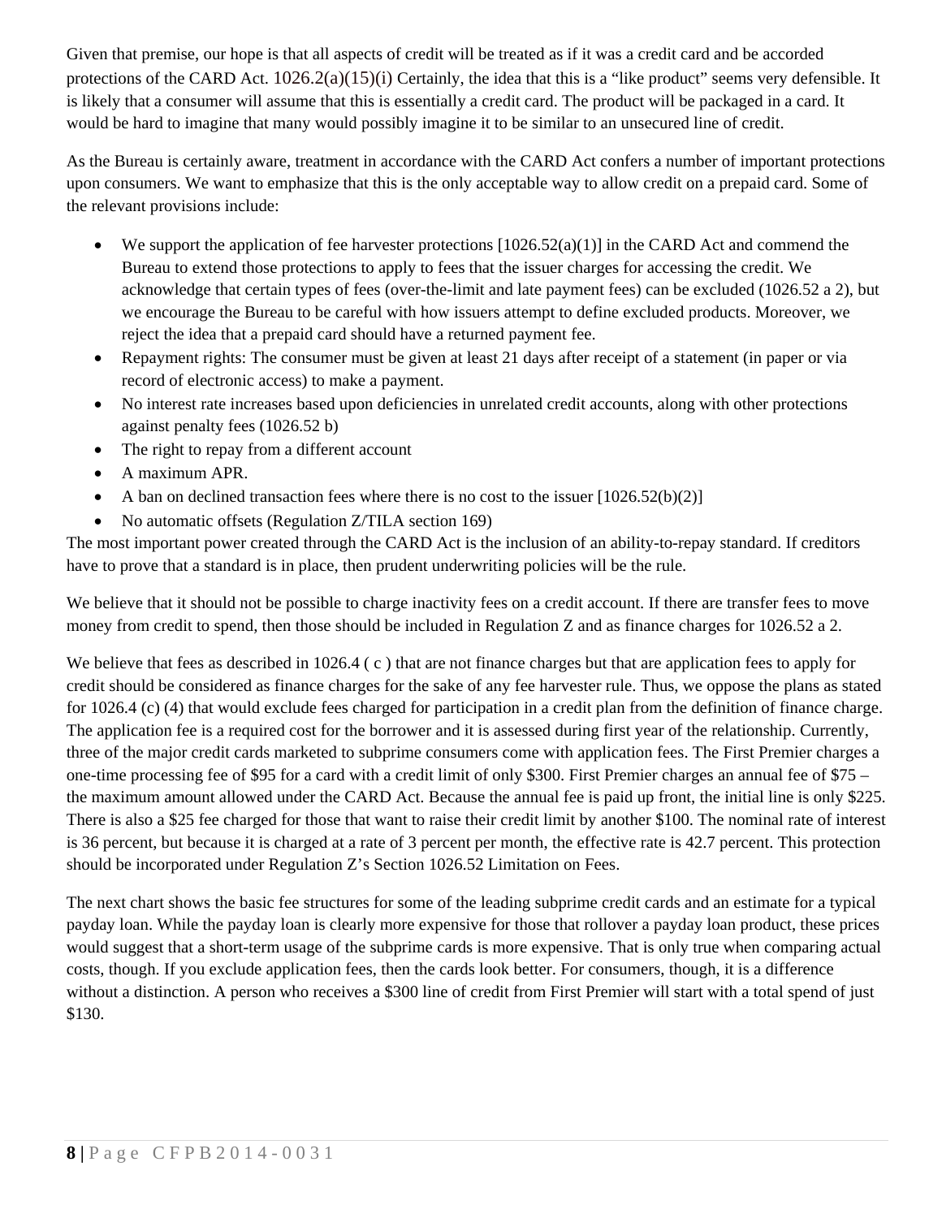Given that premise, our hope is that all aspects of credit will be treated as if it was a credit card and be accorded protections of the CARD Act. 1026.2(a)(15)(i) Certainly, the idea that this is a "like product" seems very defensible. It is likely that a consumer will assume that this is essentially a credit card. The product will be packaged in a card. It would be hard to imagine that many would possibly imagine it to be similar to an unsecured line of credit.

As the Bureau is certainly aware, treatment in accordance with the CARD Act confers a number of important protections upon consumers. We want to emphasize that this is the only acceptable way to allow credit on a prepaid card. Some of the relevant provisions include:

- We support the application of fee harvester protections [1026.52(a)(1)] in the CARD Act and commend the Bureau to extend those protections to apply to fees that the issuer charges for accessing the credit. We acknowledge that certain types of fees (over-the-limit and late payment fees) can be excluded (1026.52 a 2), but we encourage the Bureau to be careful with how issuers attempt to define excluded products. Moreover, we reject the idea that a prepaid card should have a returned payment fee.
- Repayment rights: The consumer must be given at least 21 days after receipt of a statement (in paper or via record of electronic access) to make a payment.
- No interest rate increases based upon deficiencies in unrelated credit accounts, along with other protections against penalty fees (1026.52 b)
- The right to repay from a different account
- A maximum APR.
- A ban on declined transaction fees where there is no cost to the issuer [1026.52(b)(2)]
- No automatic offsets (Regulation Z/TILA section 169)

The most important power created through the CARD Act is the inclusion of an ability-to-repay standard. If creditors have to prove that a standard is in place, then prudent underwriting policies will be the rule.

We believe that it should not be possible to charge inactivity fees on a credit account. If there are transfer fees to move money from credit to spend, then those should be included in Regulation Z and as finance charges for 1026.52 a 2.

We believe that fees as described in 1026.4 ( c ) that are not finance charges but that are application fees to apply for credit should be considered as finance charges for the sake of any fee harvester rule. Thus, we oppose the plans as stated for 1026.4 (c) (4) that would exclude fees charged for participation in a credit plan from the definition of finance charge. The application fee is a required cost for the borrower and it is assessed during first year of the relationship. Currently, three of the major credit cards marketed to subprime consumers come with application fees. The First Premier charges a one-time processing fee of $95 for a card with a credit limit of only $300. First Premier charges an annual fee of $75 – the maximum amount allowed under the CARD Act. Because the annual fee is paid up front, the initial line is only $225. There is also a $25 fee charged for those that want to raise their credit limit by another $100. The nominal rate of interest is 36 percent, but because it is charged at a rate of 3 percent per month, the effective rate is 42.7 percent. This protection should be incorporated under Regulation Z's Section 1026.52 Limitation on Fees.

The next chart shows the basic fee structures for some of the leading subprime credit cards and an estimate for a typical payday loan. While the payday loan is clearly more expensive for those that rollover a payday loan product, these prices would suggest that a short-term usage of the subprime cards is more expensive. That is only true when comparing actual costs, though. If you exclude application fees, then the cards look better. For consumers, though, it is a difference without a distinction. A person who receives a $300 line of credit from First Premier will start with a total spend of just $130.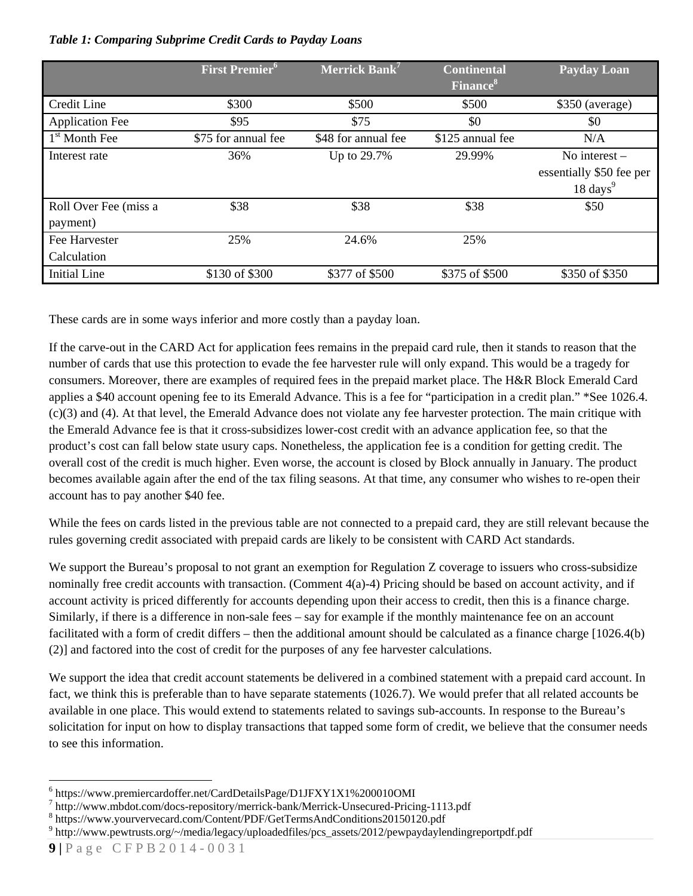***Table 1: Comparing Subprime Credit Cards to Payday Loans***

| | First Premier[6] | Merrick Bank[7] | Continental Finance[8] | Payday Loan |
|---|---|---|---|---|
| Credit Line | $300 | $500 | $500 | $350 (average) |
| Application Fee | $95 | $75 | $0 | $0 |
| 1st Month Fee | $75 for annual fee | $48 for annual fee | $125 annual fee | N/A |
| Interest rate | 36% | Up to 29.7% | 29.99% | No interest – essentially $50 fee per 18 days[9] |
| Roll Over Fee (miss a payment) | $38 | $38 | $38 | $50 |
| Fee Harvester Calculation | 25% | 24.6% | 25% | |
| Initial Line | $130 of $300 | $377 of $500 | $375 of $500 | $350 of $350 |

These cards are in some ways inferior and more costly than a payday loan.

If the carve-out in the CARD Act for application fees remains in the prepaid card rule, then it stands to reason that the number of cards that use this protection to evade the fee harvester rule will only expand. This would be a tragedy for consumers. Moreover, there are examples of required fees in the prepaid market place. The H&R Block Emerald Card applies a $40 account opening fee to its Emerald Advance. This is a fee for "participation in a credit plan." *See 1026.4.(c)(3) and (4). At that level, the Emerald Advance does not violate any fee harvester protection. The main critique with the Emerald Advance fee is that it cross-subsidizes lower-cost credit with an advance application fee, so that the product's cost can fall below state usury caps. Nonetheless, the application fee is a condition for getting credit. The overall cost of the credit is much higher. Even worse, the account is closed by Block annually in January. The product becomes available again after the end of the tax filing seasons. At that time, any consumer who wishes to re-open their account has to pay another $40 fee.

While the fees on cards listed in the previous table are not connected to a prepaid card, they are still relevant because the rules governing credit associated with prepaid cards are likely to be consistent with CARD Act standards.

We support the Bureau's proposal to not grant an exemption for Regulation Z coverage to issuers who cross-subsidize nominally free credit accounts with transaction. (Comment 4(a)-4) Pricing should be based on account activity, and if account activity is priced differently for accounts depending upon their access to credit, then this is a finance charge. Similarly, if there is a difference in non-sale fees – say for example if the monthly maintenance fee on an account facilitated with a form of credit differs – then the additional amount should be calculated as a finance charge [1026.4(b)(2)] and factored into the cost of credit for the purposes of any fee harvester calculations.

We support the idea that credit account statements be delivered in a combined statement with a prepaid card account. In fact, we think this is preferable than to have separate statements (1026.7). We would prefer that all related accounts be available in one place. This would extend to statements related to savings sub-accounts. In response to the Bureau's solicitation for input on how to display transactions that tapped some form of credit, we believe that the consumer needs to see this information.

---

[6] https://www.premiercardoffer.net/CardDetailsPage/D1JFXY1X1%200010OMI

[7] http://www.mbdot.com/docs-repository/merrick-bank/Merrick-Unsecured-Pricing-1113.pdf

[8] https://www.yourvervecard.com/Content/PDF/GetTermsAndConditions20150120.pdf

[9] http://www.pewtrusts.org/~/media/legacy/uploadedfiles/pcs_assets/2012/pewpaydaylendingreportpdf.pdf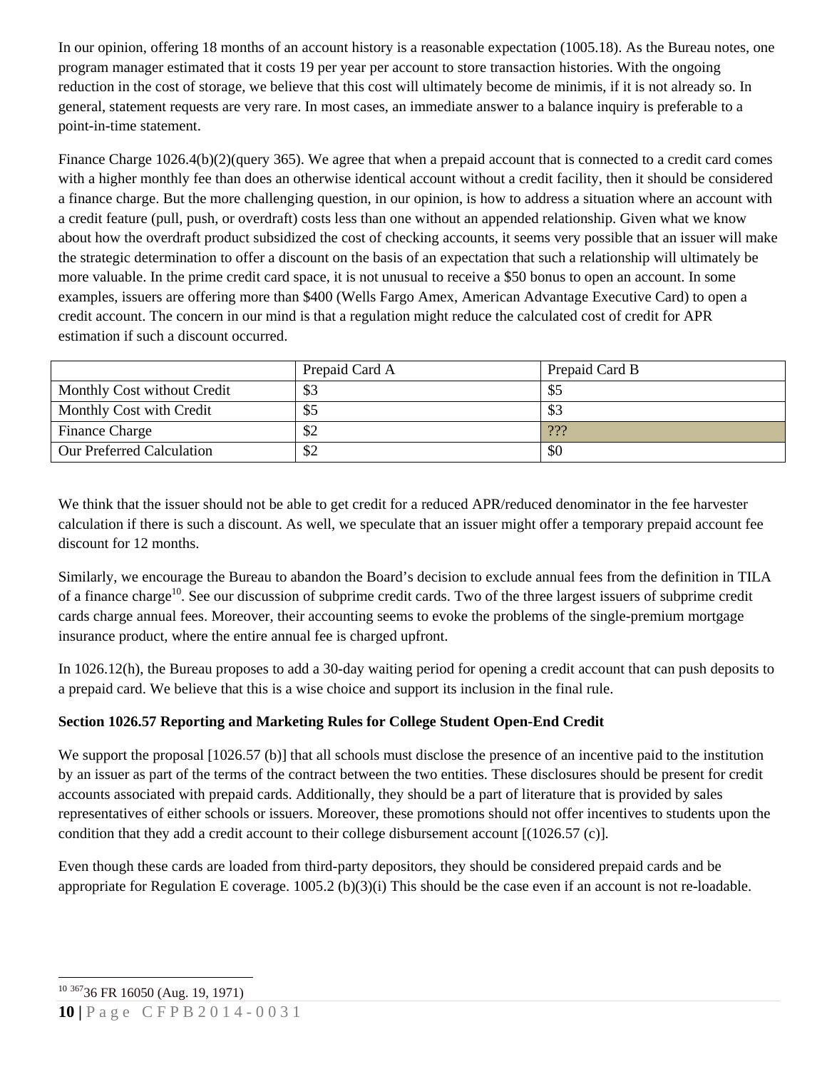In our opinion, offering 18 months of an account history is a reasonable expectation (1005.18). As the Bureau notes, one program manager estimated that it costs 19 per year per account to store transaction histories. With the ongoing reduction in the cost of storage, we believe that this cost will ultimately become de minimis, if it is not already so. In general, statement requests are very rare. In most cases, an immediate answer to a balance inquiry is preferable to a point-in-time statement.

Finance Charge 1026.4(b)(2)(query 365). We agree that when a prepaid account that is connected to a credit card comes with a higher monthly fee than does an otherwise identical account without a credit facility, then it should be considered a finance charge. But the more challenging question, in our opinion, is how to address a situation where an account with a credit feature (pull, push, or overdraft) costs less than one without an appended relationship. Given what we know about how the overdraft product subsidized the cost of checking accounts, it seems very possible that an issuer will make the strategic determination to offer a discount on the basis of an expectation that such a relationship will ultimately be more valuable. In the prime credit card space, it is not unusual to receive a $50 bonus to open an account. In some examples, issuers are offering more than $400 (Wells Fargo Amex, American Advantage Executive Card) to open a credit account. The concern in our mind is that a regulation might reduce the calculated cost of credit for APR estimation if such a discount occurred.

| | Prepaid Card A | Prepaid Card B |
|---|---|---|
| Monthly Cost without Credit | $3 | $5 |
| Monthly Cost with Credit | $5 | $3 |
| Finance Charge | $2 | ??? |
| Our Preferred Calculation | $2 | $0 |

We think that the issuer should not be able to get credit for a reduced APR/reduced denominator in the fee harvester calculation if there is such a discount. As well, we speculate that an issuer might offer a temporary prepaid account fee discount for 12 months.

Similarly, we encourage the Bureau to abandon the Board's decision to exclude annual fees from the definition in TILA of a finance charge[10]. See our discussion of subprime credit cards. Two of the three largest issuers of subprime credit cards charge annual fees. Moreover, their accounting seems to evoke the problems of the single-premium mortgage insurance product, where the entire annual fee is charged upfront.

In 1026.12(h), the Bureau proposes to add a 30-day waiting period for opening a credit account that can push deposits to a prepaid card. We believe that this is a wise choice and support its inclusion in the final rule.

**Section 1026.57 Reporting and Marketing Rules for College Student Open-End Credit**

We support the proposal [1026.57 (b)] that all schools must disclose the presence of an incentive paid to the institution by an issuer as part of the terms of the contract between the two entities. These disclosures should be present for credit accounts associated with prepaid cards. Additionally, they should be a part of literature that is provided by sales representatives of either schools or issuers. Moreover, these promotions should not offer incentives to students upon the condition that they add a credit account to their college disbursement account [(1026.57 (c)].

Even though these cards are loaded from third-party depositors, they should be considered prepaid cards and be appropriate for Regulation E coverage. 1005.2 (b)(3)(i) This should be the case even if an account is not re-loadable.

[10] [367]36 FR 16050 (Aug. 19, 1971)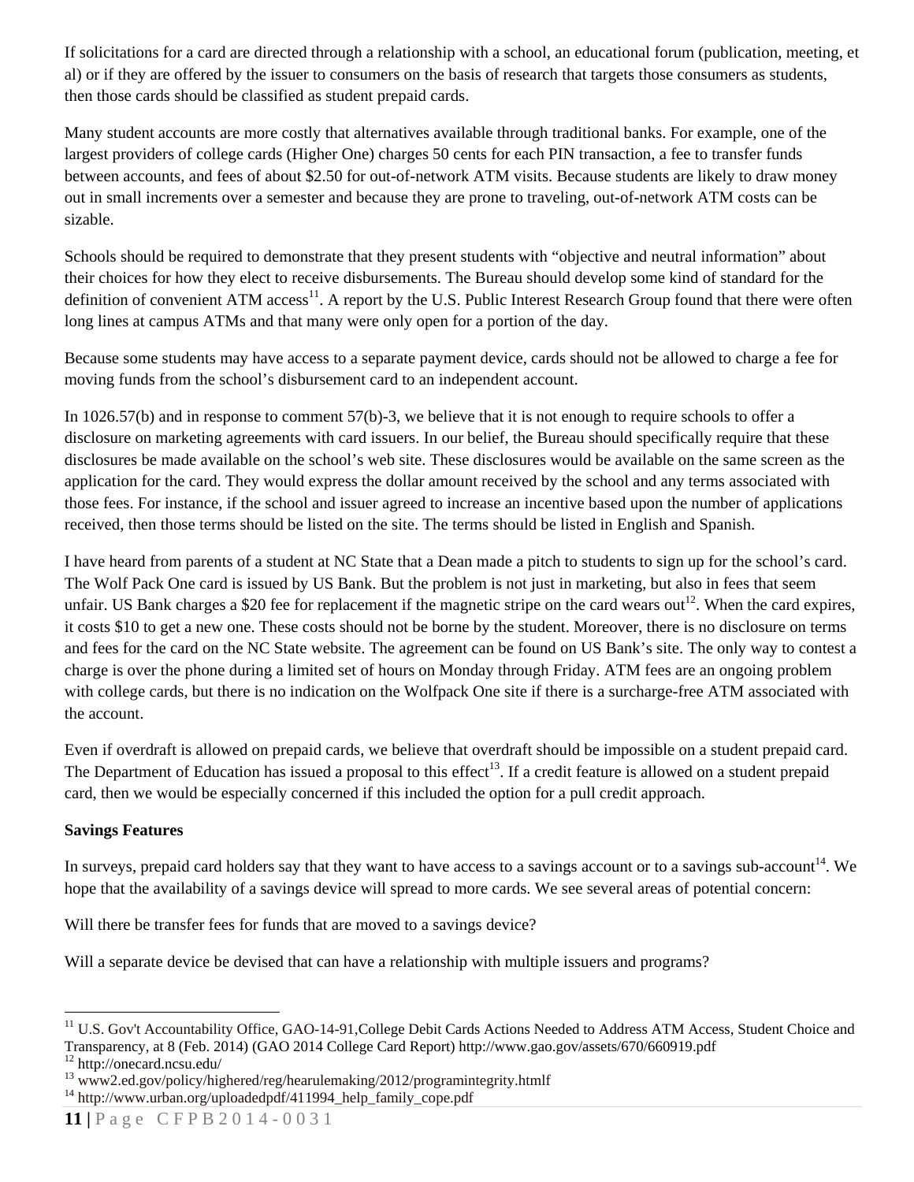If solicitations for a card are directed through a relationship with a school, an educational forum (publication, meeting, et al) or if they are offered by the issuer to consumers on the basis of research that targets those consumers as students, then those cards should be classified as student prepaid cards.

Many student accounts are more costly that alternatives available through traditional banks. For example, one of the largest providers of college cards (Higher One) charges 50 cents for each PIN transaction, a fee to transfer funds between accounts, and fees of about $2.50 for out-of-network ATM visits. Because students are likely to draw money out in small increments over a semester and because they are prone to traveling, out-of-network ATM costs can be sizable.

Schools should be required to demonstrate that they present students with “objective and neutral information” about their choices for how they elect to receive disbursements. The Bureau should develop some kind of standard for the definition of convenient ATM access[11]. A report by the U.S. Public Interest Research Group found that there were often long lines at campus ATMs and that many were only open for a portion of the day.

Because some students may have access to a separate payment device, cards should not be allowed to charge a fee for moving funds from the school’s disbursement card to an independent account.

In 1026.57(b) and in response to comment 57(b)-3, we believe that it is not enough to require schools to offer a disclosure on marketing agreements with card issuers. In our belief, the Bureau should specifically require that these disclosures be made available on the school’s web site. These disclosures would be available on the same screen as the application for the card. They would express the dollar amount received by the school and any terms associated with those fees. For instance, if the school and issuer agreed to increase an incentive based upon the number of applications received, then those terms should be listed on the site. The terms should be listed in English and Spanish.

I have heard from parents of a student at NC State that a Dean made a pitch to students to sign up for the school’s card. The Wolf Pack One card is issued by US Bank. But the problem is not just in marketing, but also in fees that seem unfair. US Bank charges a $20 fee for replacement if the magnetic stripe on the card wears out[12]. When the card expires, it costs $10 to get a new one. These costs should not be borne by the student. Moreover, there is no disclosure on terms and fees for the card on the NC State website. The agreement can be found on US Bank’s site. The only way to contest a charge is over the phone during a limited set of hours on Monday through Friday. ATM fees are an ongoing problem with college cards, but there is no indication on the Wolfpack One site if there is a surcharge-free ATM associated with the account.

Even if overdraft is allowed on prepaid cards, we believe that overdraft should be impossible on a student prepaid card. The Department of Education has issued a proposal to this effect[13]. If a credit feature is allowed on a student prepaid card, then we would be especially concerned if this included the option for a pull credit approach.

**Savings Features**

In surveys, prepaid card holders say that they want to have access to a savings account or to a savings sub-account[14]. We hope that the availability of a savings device will spread to more cards. We see several areas of potential concern:

Will there be transfer fees for funds that are moved to a savings device?

Will a separate device be devised that can have a relationship with multiple issuers and programs?

---

[11] U.S. Gov't Accountability Office, GAO-14-91,College Debit Cards Actions Needed to Address ATM Access, Student Choice and Transparency, at 8 (Feb. 2014) (GAO 2014 College Card Report) http://www.gao.gov/assets/670/660919.pdf

[12] http://onecard.ncsu.edu/

[13] www2.ed.gov/policy/highered/reg/hearulemaking/2012/programintegrity.htmlf

[14] http://www.urban.org/uploadedpdf/411994_help_family_cope.pdf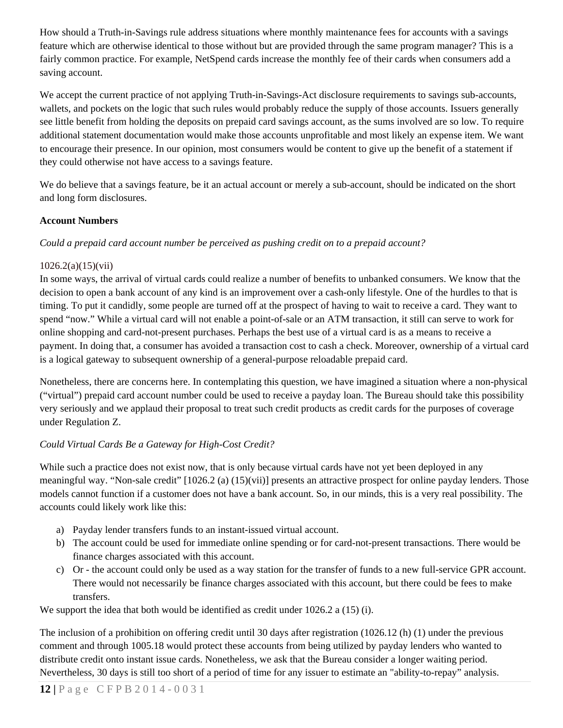How should a Truth-in-Savings rule address situations where monthly maintenance fees for accounts with a savings feature which are otherwise identical to those without but are provided through the same program manager? This is a fairly common practice. For example, NetSpend cards increase the monthly fee of their cards when consumers add a saving account.

We accept the current practice of not applying Truth-in-Savings-Act disclosure requirements to savings sub-accounts, wallets, and pockets on the logic that such rules would probably reduce the supply of those accounts. Issuers generally see little benefit from holding the deposits on prepaid card savings account, as the sums involved are so low. To require additional statement documentation would make those accounts unprofitable and most likely an expense item. We want to encourage their presence. In our opinion, most consumers would be content to give up the benefit of a statement if they could otherwise not have access to a savings feature.

We do believe that a savings feature, be it an actual account or merely a sub-account, should be indicated on the short and long form disclosures.

**Account Numbers**

*Could a prepaid card account number be perceived as pushing credit on to a prepaid account?*

1026.2(a)(15)(vii)
In some ways, the arrival of virtual cards could realize a number of benefits to unbanked consumers. We know that the decision to open a bank account of any kind is an improvement over a cash-only lifestyle. One of the hurdles to that is timing. To put it candidly, some people are turned off at the prospect of having to wait to receive a card. They want to spend "now." While a virtual card will not enable a point-of-sale or an ATM transaction, it still can serve to work for online shopping and card-not-present purchases. Perhaps the best use of a virtual card is as a means to receive a payment. In doing that, a consumer has avoided a transaction cost to cash a check. Moreover, ownership of a virtual card is a logical gateway to subsequent ownership of a general-purpose reloadable prepaid card.

Nonetheless, there are concerns here. In contemplating this question, we have imagined a situation where a non-physical ("virtual") prepaid card account number could be used to receive a payday loan. The Bureau should take this possibility very seriously and we applaud their proposal to treat such credit products as credit cards for the purposes of coverage under Regulation Z.

*Could Virtual Cards Be a Gateway for High-Cost Credit?*

While such a practice does not exist now, that is only because virtual cards have not yet been deployed in any meaningful way. "Non-sale credit" [1026.2 (a) (15)(vii)] presents an attractive prospect for online payday lenders. Those models cannot function if a customer does not have a bank account. So, in our minds, this is a very real possibility. The accounts could likely work like this:

a) Payday lender transfers funds to an instant-issued virtual account.
b) The account could be used for immediate online spending or for card-not-present transactions. There would be finance charges associated with this account.
c) Or - the account could only be used as a way station for the transfer of funds to a new full-service GPR account. There would not necessarily be finance charges associated with this account, but there could be fees to make transfers.

We support the idea that both would be identified as credit under 1026.2 a (15) (i).

The inclusion of a prohibition on offering credit until 30 days after registration (1026.12 (h) (1) under the previous comment and through 1005.18 would protect these accounts from being utilized by payday lenders who wanted to distribute credit onto instant issue cards. Nonetheless, we ask that the Bureau consider a longer waiting period. Nevertheless, 30 days is still too short of a period of time for any issuer to estimate an "ability-to-repay" analysis.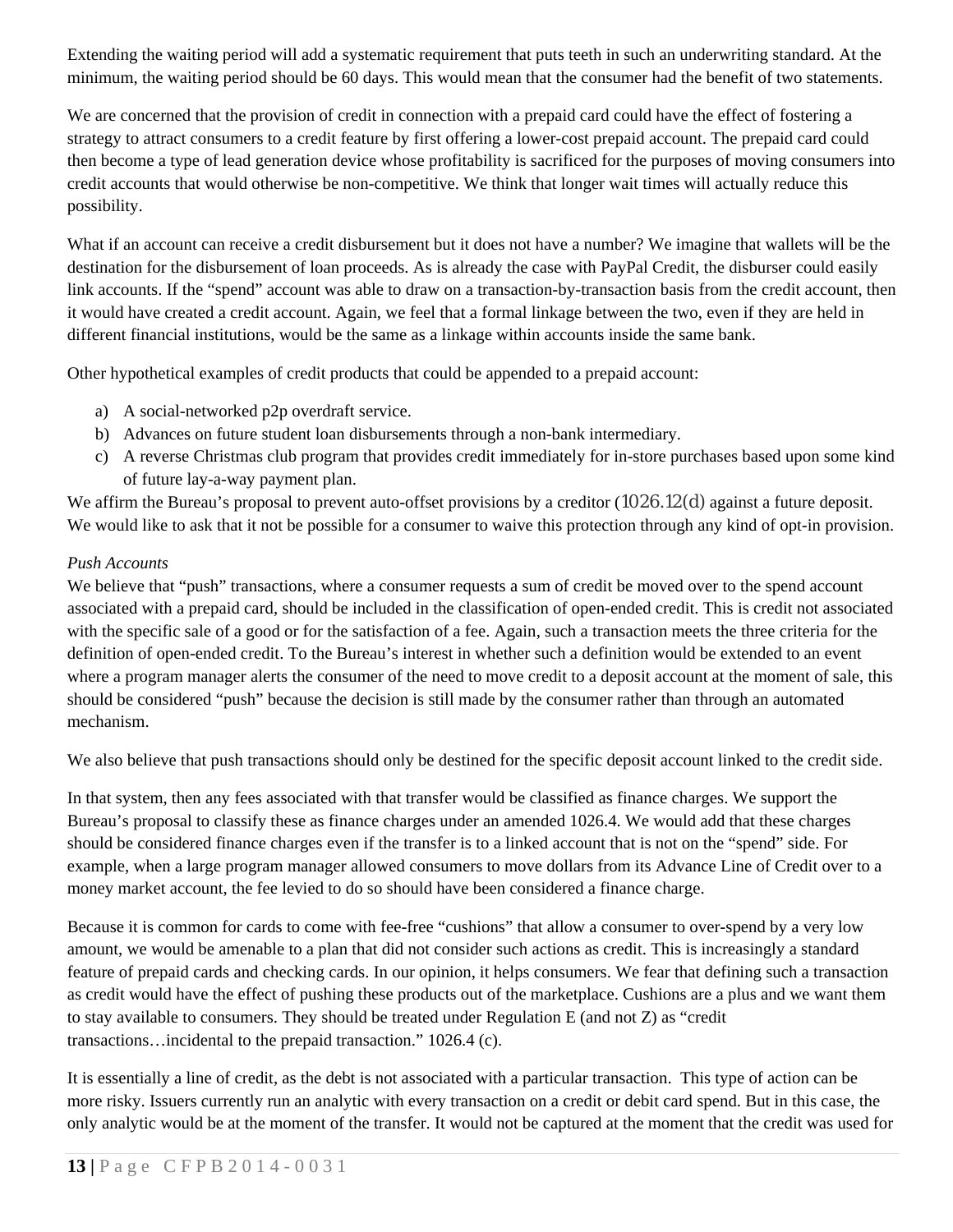Extending the waiting period will add a systematic requirement that puts teeth in such an underwriting standard. At the minimum, the waiting period should be 60 days. This would mean that the consumer had the benefit of two statements.

We are concerned that the provision of credit in connection with a prepaid card could have the effect of fostering a strategy to attract consumers to a credit feature by first offering a lower-cost prepaid account. The prepaid card could then become a type of lead generation device whose profitability is sacrificed for the purposes of moving consumers into credit accounts that would otherwise be non-competitive. We think that longer wait times will actually reduce this possibility.

What if an account can receive a credit disbursement but it does not have a number? We imagine that wallets will be the destination for the disbursement of loan proceeds. As is already the case with PayPal Credit, the disburser could easily link accounts. If the "spend" account was able to draw on a transaction-by-transaction basis from the credit account, then it would have created a credit account. Again, we feel that a formal linkage between the two, even if they are held in different financial institutions, would be the same as a linkage within accounts inside the same bank.

Other hypothetical examples of credit products that could be appended to a prepaid account:

a) A social-networked p2p overdraft service.
b) Advances on future student loan disbursements through a non-bank intermediary.
c) A reverse Christmas club program that provides credit immediately for in-store purchases based upon some kind of future lay-a-way payment plan.

We affirm the Bureau's proposal to prevent auto-offset provisions by a creditor (1026.12(d) against a future deposit. We would like to ask that it not be possible for a consumer to waive this protection through any kind of opt-in provision.

*Push Accounts*

We believe that "push" transactions, where a consumer requests a sum of credit be moved over to the spend account associated with a prepaid card, should be included in the classification of open-ended credit. This is credit not associated with the specific sale of a good or for the satisfaction of a fee. Again, such a transaction meets the three criteria for the definition of open-ended credit. To the Bureau's interest in whether such a definition would be extended to an event where a program manager alerts the consumer of the need to move credit to a deposit account at the moment of sale, this should be considered "push" because the decision is still made by the consumer rather than through an automated mechanism.

We also believe that push transactions should only be destined for the specific deposit account linked to the credit side.

In that system, then any fees associated with that transfer would be classified as finance charges. We support the Bureau's proposal to classify these as finance charges under an amended 1026.4. We would add that these charges should be considered finance charges even if the transfer is to a linked account that is not on the "spend" side. For example, when a large program manager allowed consumers to move dollars from its Advance Line of Credit over to a money market account, the fee levied to do so should have been considered a finance charge.

Because it is common for cards to come with fee-free "cushions" that allow a consumer to over-spend by a very low amount, we would be amenable to a plan that did not consider such actions as credit. This is increasingly a standard feature of prepaid cards and checking cards. In our opinion, it helps consumers. We fear that defining such a transaction as credit would have the effect of pushing these products out of the marketplace. Cushions are a plus and we want them to stay available to consumers. They should be treated under Regulation E (and not Z) as "credit transactions…incidental to the prepaid transaction." 1026.4 (c).

It is essentially a line of credit, as the debt is not associated with a particular transaction. This type of action can be more risky. Issuers currently run an analytic with every transaction on a credit or debit card spend. But in this case, the only analytic would be at the moment of the transfer. It would not be captured at the moment that the credit was used for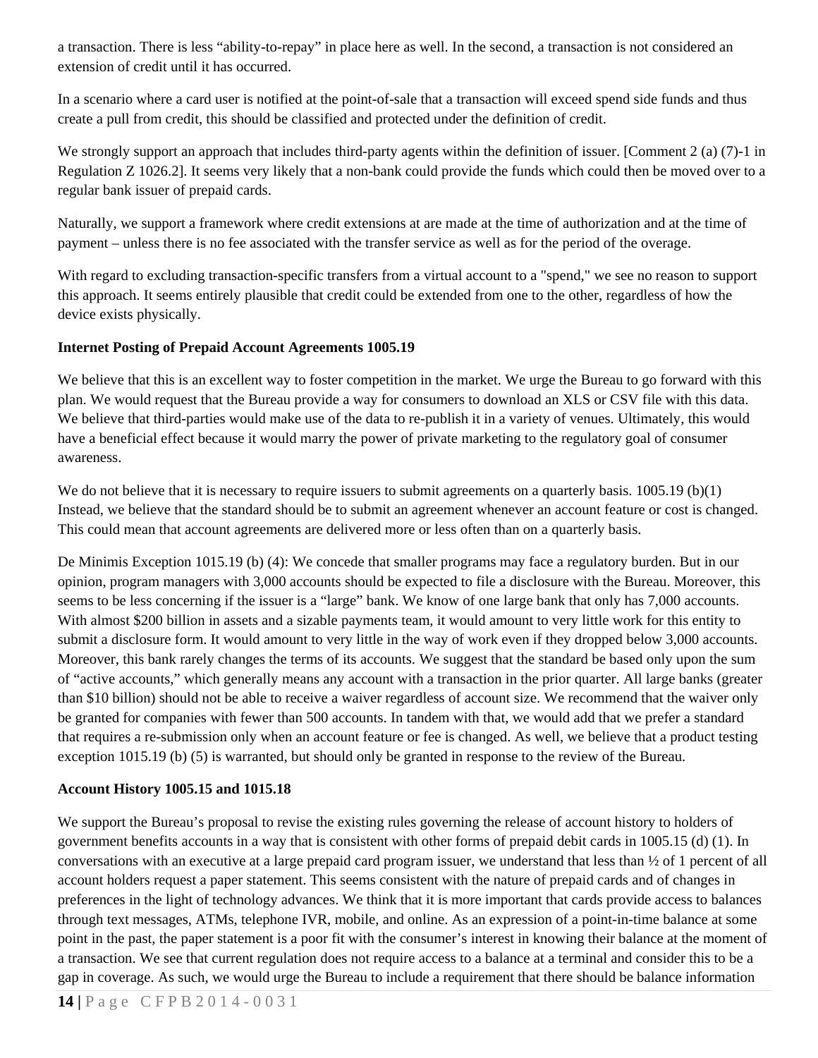a transaction. There is less "ability-to-repay" in place here as well. In the second, a transaction is not considered an extension of credit until it has occurred.

In a scenario where a card user is notified at the point-of-sale that a transaction will exceed spend side funds and thus create a pull from credit, this should be classified and protected under the definition of credit.

We strongly support an approach that includes third-party agents within the definition of issuer. [Comment 2 (a) (7)-1 in Regulation Z 1026.2]. It seems very likely that a non-bank could provide the funds which could then be moved over to a regular bank issuer of prepaid cards.

Naturally, we support a framework where credit extensions at are made at the time of authorization and at the time of payment – unless there is no fee associated with the transfer service as well as for the period of the overage.

With regard to excluding transaction-specific transfers from a virtual account to a "spend," we see no reason to support this approach. It seems entirely plausible that credit could be extended from one to the other, regardless of how the device exists physically.

**Internet Posting of Prepaid Account Agreements 1005.19**

We believe that this is an excellent way to foster competition in the market. We urge the Bureau to go forward with this plan. We would request that the Bureau provide a way for consumers to download an XLS or CSV file with this data. We believe that third-parties would make use of the data to re-publish it in a variety of venues. Ultimately, this would have a beneficial effect because it would marry the power of private marketing to the regulatory goal of consumer awareness.

We do not believe that it is necessary to require issuers to submit agreements on a quarterly basis. 1005.19 (b)(1) Instead, we believe that the standard should be to submit an agreement whenever an account feature or cost is changed. This could mean that account agreements are delivered more or less often than on a quarterly basis.

De Minimis Exception 1015.19 (b) (4): We concede that smaller programs may face a regulatory burden. But in our opinion, program managers with 3,000 accounts should be expected to file a disclosure with the Bureau. Moreover, this seems to be less concerning if the issuer is a "large" bank. We know of one large bank that only has 7,000 accounts. With almost $200 billion in assets and a sizable payments team, it would amount to very little work for this entity to submit a disclosure form. It would amount to very little in the way of work even if they dropped below 3,000 accounts. Moreover, this bank rarely changes the terms of its accounts. We suggest that the standard be based only upon the sum of "active accounts," which generally means any account with a transaction in the prior quarter. All large banks (greater than $10 billion) should not be able to receive a waiver regardless of account size. We recommend that the waiver only be granted for companies with fewer than 500 accounts. In tandem with that, we would add that we prefer a standard that requires a re-submission only when an account feature or fee is changed. As well, we believe that a product testing exception 1015.19 (b) (5) is warranted, but should only be granted in response to the review of the Bureau.

**Account History 1005.15 and 1015.18**

We support the Bureau's proposal to revise the existing rules governing the release of account history to holders of government benefits accounts in a way that is consistent with other forms of prepaid debit cards in 1005.15 (d) (1). In conversations with an executive at a large prepaid card program issuer, we understand that less than ½ of 1 percent of all account holders request a paper statement. This seems consistent with the nature of prepaid cards and of changes in preferences in the light of technology advances. We think that it is more important that cards provide access to balances through text messages, ATMs, telephone IVR, mobile, and online. As an expression of a point-in-time balance at some point in the past, the paper statement is a poor fit with the consumer's interest in knowing their balance at the moment of a transaction. We see that current regulation does not require access to a balance at a terminal and consider this to be a gap in coverage. As such, we would urge the Bureau to include a requirement that there should be balance information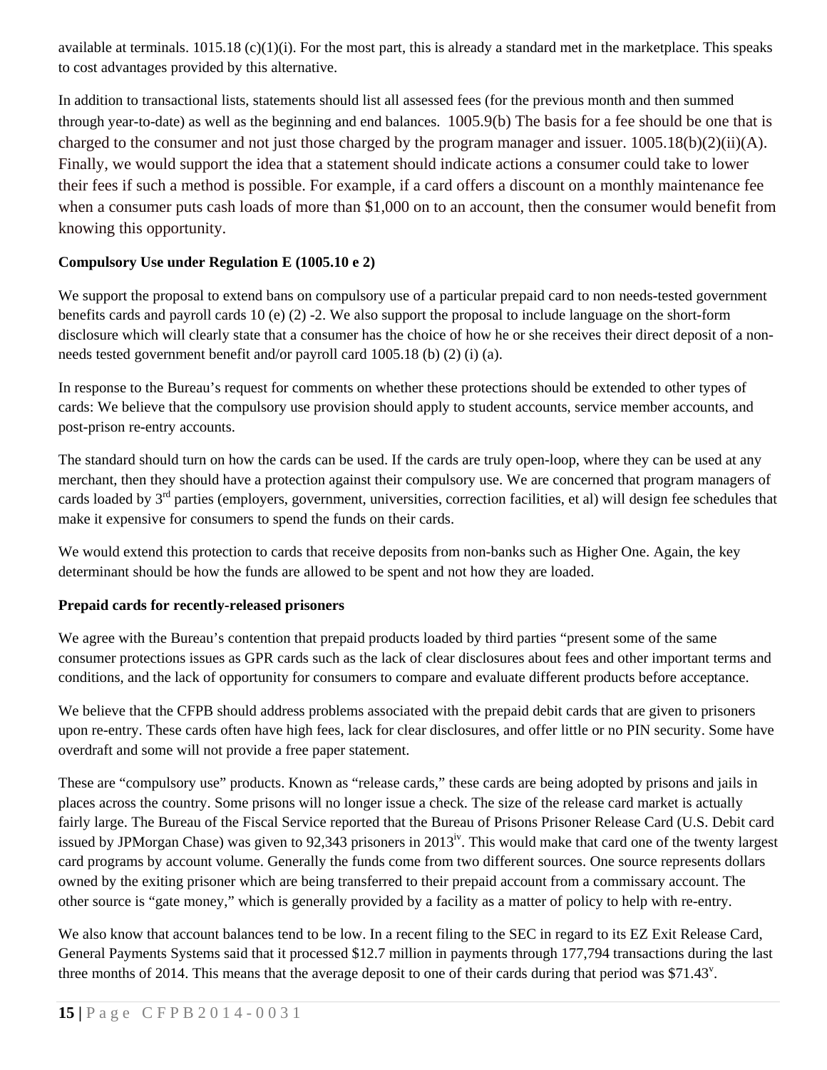available at terminals. 1015.18 (c)(1)(i). For the most part, this is already a standard met in the marketplace. This speaks to cost advantages provided by this alternative.

In addition to transactional lists, statements should list all assessed fees (for the previous month and then summed through year-to-date) as well as the beginning and end balances. 1005.9(b) The basis for a fee should be one that is charged to the consumer and not just those charged by the program manager and issuer. 1005.18(b)(2)(ii)(A). Finally, we would support the idea that a statement should indicate actions a consumer could take to lower their fees if such a method is possible. For example, if a card offers a discount on a monthly maintenance fee when a consumer puts cash loads of more than $1,000 on to an account, then the consumer would benefit from knowing this opportunity.

**Compulsory Use under Regulation E (1005.10 e 2)**

We support the proposal to extend bans on compulsory use of a particular prepaid card to non needs-tested government benefits cards and payroll cards 10 (e) (2) -2. We also support the proposal to include language on the short-form disclosure which will clearly state that a consumer has the choice of how he or she receives their direct deposit of a non-needs tested government benefit and/or payroll card 1005.18 (b) (2) (i) (a).

In response to the Bureau's request for comments on whether these protections should be extended to other types of cards: We believe that the compulsory use provision should apply to student accounts, service member accounts, and post-prison re-entry accounts.

The standard should turn on how the cards can be used. If the cards are truly open-loop, where they can be used at any merchant, then they should have a protection against their compulsory use. We are concerned that program managers of cards loaded by 3rd parties (employers, government, universities, correction facilities, et al) will design fee schedules that make it expensive for consumers to spend the funds on their cards.

We would extend this protection to cards that receive deposits from non-banks such as Higher One. Again, the key determinant should be how the funds are allowed to be spent and not how they are loaded.

**Prepaid cards for recently-released prisoners**

We agree with the Bureau's contention that prepaid products loaded by third parties "present some of the same consumer protections issues as GPR cards such as the lack of clear disclosures about fees and other important terms and conditions, and the lack of opportunity for consumers to compare and evaluate different products before acceptance.

We believe that the CFPB should address problems associated with the prepaid debit cards that are given to prisoners upon re-entry. These cards often have high fees, lack for clear disclosures, and offer little or no PIN security. Some have overdraft and some will not provide a free paper statement.

These are "compulsory use" products. Known as "release cards," these cards are being adopted by prisons and jails in places across the country. Some prisons will no longer issue a check. The size of the release card market is actually fairly large. The Bureau of the Fiscal Service reported that the Bureau of Prisons Prisoner Release Card (U.S. Debit card issued by JPMorgan Chase) was given to 92,343 prisoners in 2013[iv]. This would make that card one of the twenty largest card programs by account volume. Generally the funds come from two different sources. One source represents dollars owned by the exiting prisoner which are being transferred to their prepaid account from a commissary account. The other source is "gate money," which is generally provided by a facility as a matter of policy to help with re-entry.

We also know that account balances tend to be low. In a recent filing to the SEC in regard to its EZ Exit Release Card, General Payments Systems said that it processed $12.7 million in payments through 177,794 transactions during the last three months of 2014. This means that the average deposit to one of their cards during that period was $71.43[v].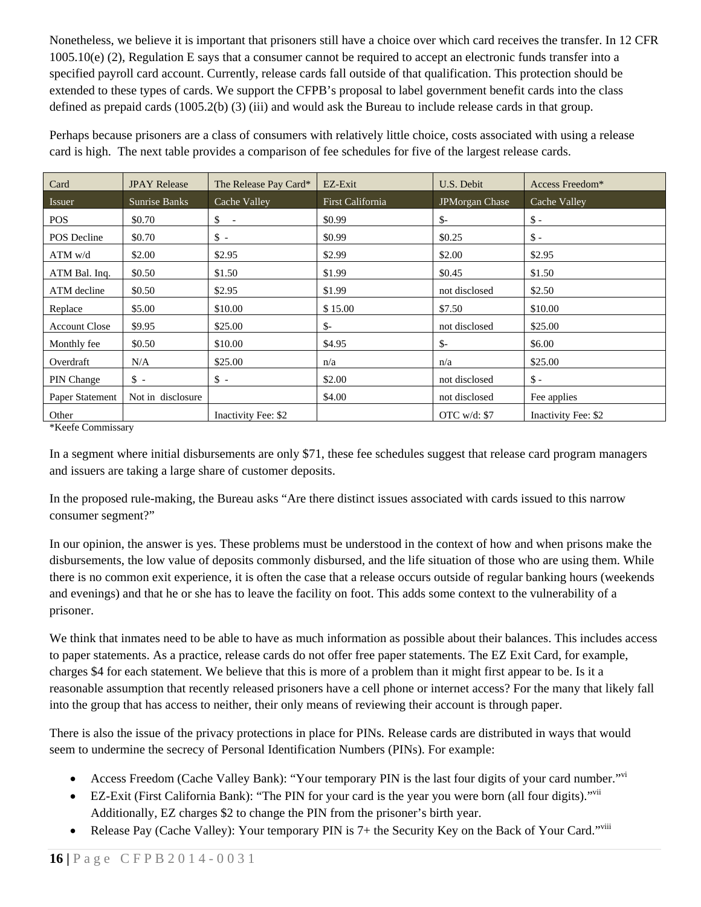Nonetheless, we believe it is important that prisoners still have a choice over which card receives the transfer. In 12 CFR 1005.10(e) (2), Regulation E says that a consumer cannot be required to accept an electronic funds transfer into a specified payroll card account. Currently, release cards fall outside of that qualification. This protection should be extended to these types of cards. We support the CFPB's proposal to label government benefit cards into the class defined as prepaid cards (1005.2(b) (3) (iii) and would ask the Bureau to include release cards in that group.

Perhaps because prisoners are a class of consumers with relatively little choice, costs associated with using a release card is high. The next table provides a comparison of fee schedules for five of the largest release cards.

| Card | JPAY Release | The Release Pay Card* | EZ-Exit | U.S. Debit | Access Freedom* |
|---|---|---|---|---|---|
| Issuer | Sunrise Banks | Cache Valley | First California | JPMorgan Chase | Cache Valley |
| POS | $0.70 | $ - | $0.99 | $- | $ - |
| POS Decline | $0.70 | $ - | $0.99 | $0.25 | $ - |
| ATM w/d | $2.00 | $2.95 | $2.99 | $2.00 | $2.95 |
| ATM Bal. Inq. | $0.50 | $1.50 | $1.99 | $0.45 | $1.50 |
| ATM decline | $0.50 | $2.95 | $1.99 | not disclosed | $2.50 |
| Replace | $5.00 | $10.00 | $ 15.00 | $7.50 | $10.00 |
| Account Close | $9.95 | $25.00 | $- | not disclosed | $25.00 |
| Monthly fee | $0.50 | $10.00 | $4.95 | $- | $6.00 |
| Overdraft | N/A | $25.00 | n/a | n/a | $25.00 |
| PIN Change | $ - | $ - | $2.00 | not disclosed | $ - |
| Paper Statement | Not in disclosure | | $4.00 | not disclosed | Fee applies |
| Other | | Inactivity Fee: $2 | | OTC w/d: $7 | Inactivity Fee: $2 |

*Keefe Commissary

In a segment where initial disbursements are only $71, these fee schedules suggest that release card program managers and issuers are taking a large share of customer deposits.

In the proposed rule-making, the Bureau asks "Are there distinct issues associated with cards issued to this narrow consumer segment?"

In our opinion, the answer is yes. These problems must be understood in the context of how and when prisons make the disbursements, the low value of deposits commonly disbursed, and the life situation of those who are using them. While there is no common exit experience, it is often the case that a release occurs outside of regular banking hours (weekends and evenings) and that he or she has to leave the facility on foot. This adds some context to the vulnerability of a prisoner.

We think that inmates need to be able to have as much information as possible about their balances. This includes access to paper statements. As a practice, release cards do not offer free paper statements. The EZ Exit Card, for example, charges $4 for each statement. We believe that this is more of a problem than it might first appear to be. Is it a reasonable assumption that recently released prisoners have a cell phone or internet access? For the many that likely fall into the group that has access to neither, their only means of reviewing their account is through paper.

There is also the issue of the privacy protections in place for PINs. Release cards are distributed in ways that would seem to undermine the secrecy of Personal Identification Numbers (PINs). For example:

- Access Freedom (Cache Valley Bank): "Your temporary PIN is the last four digits of your card number."[vi]
- EZ-Exit (First California Bank): "The PIN for your card is the year you were born (all four digits)."[vii] Additionally, EZ charges $2 to change the PIN from the prisoner's birth year.
- Release Pay (Cache Valley): Your temporary PIN is 7+ the Security Key on the Back of Your Card."[viii]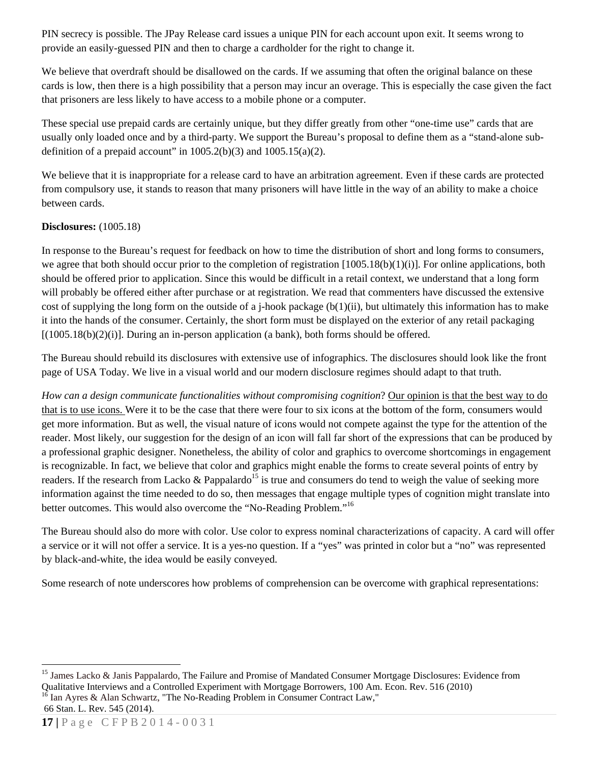PIN secrecy is possible. The JPay Release card issues a unique PIN for each account upon exit. It seems wrong to provide an easily-guessed PIN and then to charge a cardholder for the right to change it.

We believe that overdraft should be disallowed on the cards. If we assuming that often the original balance on these cards is low, then there is a high possibility that a person may incur an overage. This is especially the case given the fact that prisoners are less likely to have access to a mobile phone or a computer.

These special use prepaid cards are certainly unique, but they differ greatly from other "one-time use" cards that are usually only loaded once and by a third-party. We support the Bureau's proposal to define them as a "stand-alone sub-definition of a prepaid account" in 1005.2(b)(3) and 1005.15(a)(2).

We believe that it is inappropriate for a release card to have an arbitration agreement. Even if these cards are protected from compulsory use, it stands to reason that many prisoners will have little in the way of an ability to make a choice between cards.

**Disclosures:** (1005.18)

In response to the Bureau's request for feedback on how to time the distribution of short and long forms to consumers, we agree that both should occur prior to the completion of registration [1005.18(b)(1)(i)]. For online applications, both should be offered prior to application. Since this would be difficult in a retail context, we understand that a long form will probably be offered either after purchase or at registration. We read that commenters have discussed the extensive cost of supplying the long form on the outside of a j-hook package (b(1)(ii), but ultimately this information has to make it into the hands of the consumer. Certainly, the short form must be displayed on the exterior of any retail packaging [(1005.18(b)(2)(i)]. During an in-person application (a bank), both forms should be offered.

The Bureau should rebuild its disclosures with extensive use of infographics. The disclosures should look like the front page of USA Today. We live in a visual world and our modern disclosure regimes should adapt to that truth.

*How can a design communicate functionalities without compromising cognition*? Our opinion is that the best way to do that is to use icons. Were it to be the case that there were four to six icons at the bottom of the form, consumers would get more information. But as well, the visual nature of icons would not compete against the type for the attention of the reader. Most likely, our suggestion for the design of an icon will fall far short of the expressions that can be produced by a professional graphic designer. Nonetheless, the ability of color and graphics to overcome shortcomings in engagement is recognizable. In fact, we believe that color and graphics might enable the forms to create several points of entry by readers. If the research from Lacko & Pappalardo[15] is true and consumers do tend to weigh the value of seeking more information against the time needed to do so, then messages that engage multiple types of cognition might translate into better outcomes. This would also overcome the "No-Reading Problem."[16]

The Bureau should also do more with color. Use color to express nominal characterizations of capacity. A card will offer a service or it will not offer a service. It is a yes-no question. If a "yes" was printed in color but a "no" was represented by black-and-white, the idea would be easily conveyed.

Some research of note underscores how problems of comprehension can be overcome with graphical representations:

---

[15] James Lacko & Janis Pappalardo, The Failure and Promise of Mandated Consumer Mortgage Disclosures: Evidence from Qualitative Interviews and a Controlled Experiment with Mortgage Borrowers, 100 Am. Econ. Rev. 516 (2010)

[16] Ian Ayres & Alan Schwartz, "The No-Reading Problem in Consumer Contract Law," 66 Stan. L. Rev. 545 (2014).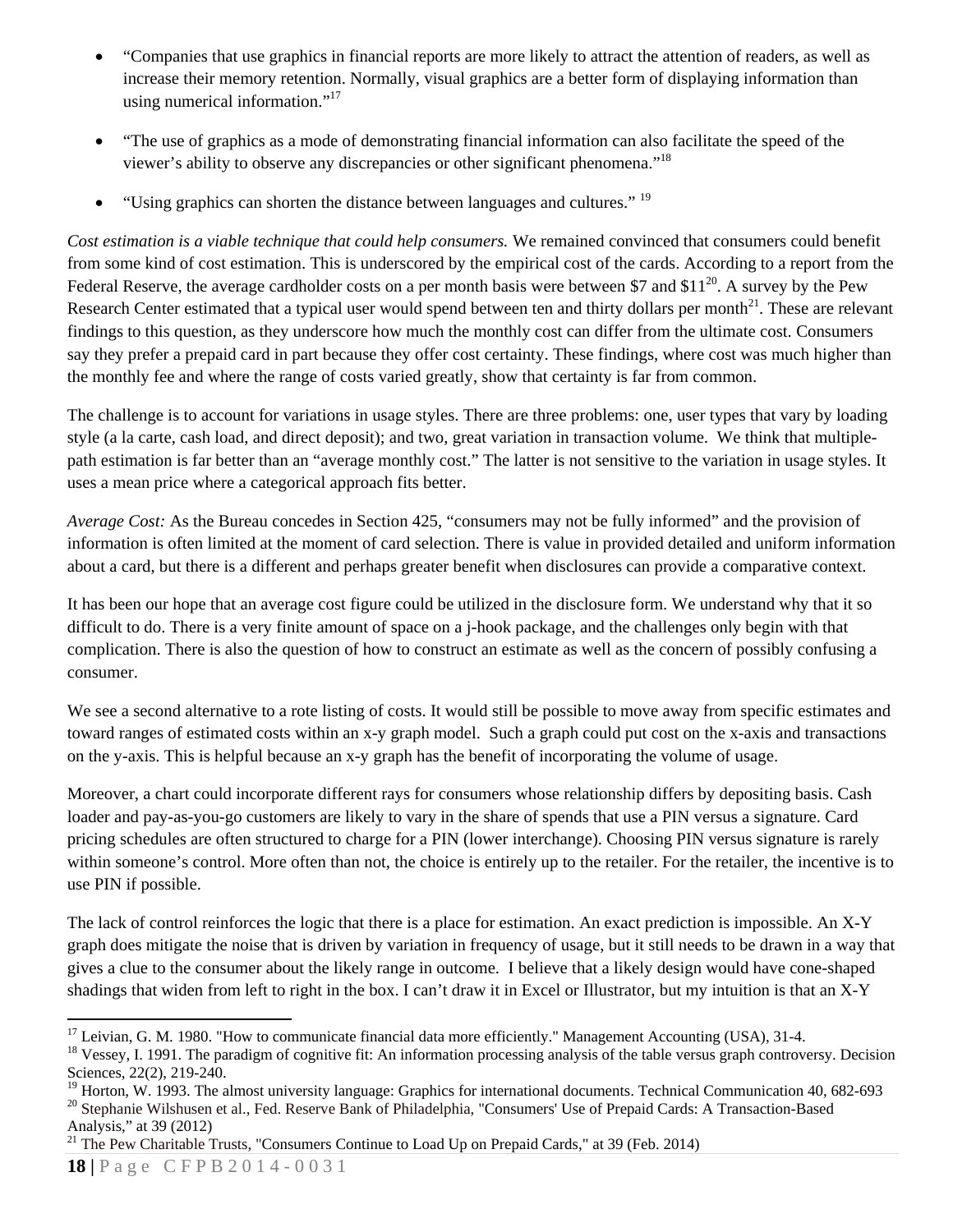- "Companies that use graphics in financial reports are more likely to attract the attention of readers, as well as increase their memory retention. Normally, visual graphics are a better form of displaying information than using numerical information."[17]

- "The use of graphics as a mode of demonstrating financial information can also facilitate the speed of the viewer's ability to observe any discrepancies or other significant phenomena."[18]

- "Using graphics can shorten the distance between languages and cultures." [19]

*Cost estimation is a viable technique that could help consumers.* We remained convinced that consumers could benefit from some kind of cost estimation. This is underscored by the empirical cost of the cards. According to a report from the Federal Reserve, the average cardholder costs on a per month basis were between $7 and $11[20]. A survey by the Pew Research Center estimated that a typical user would spend between ten and thirty dollars per month[21]. These are relevant findings to this question, as they underscore how much the monthly cost can differ from the ultimate cost. Consumers say they prefer a prepaid card in part because they offer cost certainty. These findings, where cost was much higher than the monthly fee and where the range of costs varied greatly, show that certainty is far from common.

The challenge is to account for variations in usage styles. There are three problems: one, user types that vary by loading style (a la carte, cash load, and direct deposit); and two, great variation in transaction volume. We think that multiple-path estimation is far better than an "average monthly cost." The latter is not sensitive to the variation in usage styles. It uses a mean price where a categorical approach fits better.

*Average Cost:* As the Bureau concedes in Section 425, "consumers may not be fully informed" and the provision of information is often limited at the moment of card selection. There is value in provided detailed and uniform information about a card, but there is a different and perhaps greater benefit when disclosures can provide a comparative context.

It has been our hope that an average cost figure could be utilized in the disclosure form. We understand why that it so difficult to do. There is a very finite amount of space on a j-hook package, and the challenges only begin with that complication. There is also the question of how to construct an estimate as well as the concern of possibly confusing a consumer.

We see a second alternative to a rote listing of costs. It would still be possible to move away from specific estimates and toward ranges of estimated costs within an x-y graph model. Such a graph could put cost on the x-axis and transactions on the y-axis. This is helpful because an x-y graph has the benefit of incorporating the volume of usage.

Moreover, a chart could incorporate different rays for consumers whose relationship differs by depositing basis. Cash loader and pay-as-you-go customers are likely to vary in the share of spends that use a PIN versus a signature. Card pricing schedules are often structured to charge for a PIN (lower interchange). Choosing PIN versus signature is rarely within someone's control. More often than not, the choice is entirely up to the retailer. For the retailer, the incentive is to use PIN if possible.

The lack of control reinforces the logic that there is a place for estimation. An exact prediction is impossible. An X-Y graph does mitigate the noise that is driven by variation in frequency of usage, but it still needs to be drawn in a way that gives a clue to the consumer about the likely range in outcome. I believe that a likely design would have cone-shaped shadings that widen from left to right in the box. I can't draw it in Excel or Illustrator, but my intuition is that an X-Y

---

[17] Leivian, G. M. 1980. "How to communicate financial data more efficiently." Management Accounting (USA), 31-4.

[18] Vessey, I. 1991. The paradigm of cognitive fit: An information processing analysis of the table versus graph controversy. Decision Sciences, 22(2), 219-240.

[19] Horton, W. 1993. The almost university language: Graphics for international documents. Technical Communication 40, 682-693

[20] Stephanie Wilshusen et al., Fed. Reserve Bank of Philadelphia, "Consumers' Use of Prepaid Cards: A Transaction-Based Analysis," at 39 (2012)

[21] The Pew Charitable Trusts, "Consumers Continue to Load Up on Prepaid Cards," at 39 (Feb. 2014)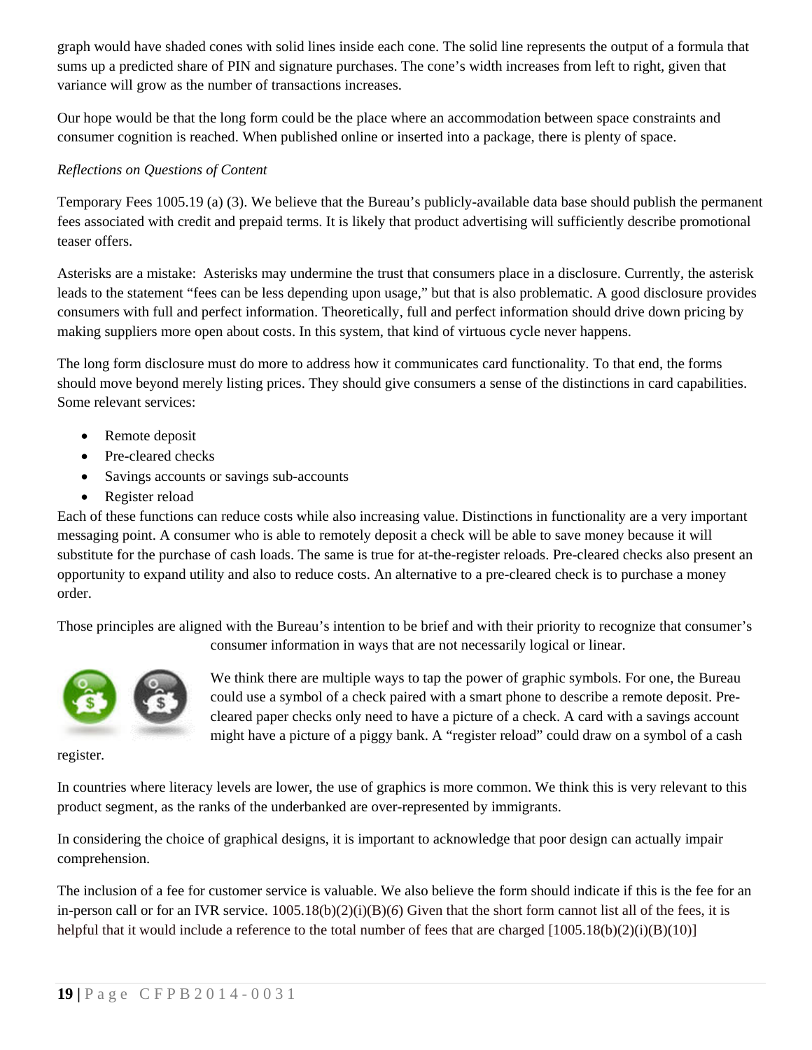graph would have shaded cones with solid lines inside each cone. The solid line represents the output of a formula that sums up a predicted share of PIN and signature purchases. The cone's width increases from left to right, given that variance will grow as the number of transactions increases.

Our hope would be that the long form could be the place where an accommodation between space constraints and consumer cognition is reached. When published online or inserted into a package, there is plenty of space.

*Reflections on Questions of Content*

Temporary Fees 1005.19 (a) (3). We believe that the Bureau's publicly-available data base should publish the permanent fees associated with credit and prepaid terms. It is likely that product advertising will sufficiently describe promotional teaser offers.

Asterisks are a mistake: Asterisks may undermine the trust that consumers place in a disclosure. Currently, the asterisk leads to the statement "fees can be less depending upon usage," but that is also problematic. A good disclosure provides consumers with full and perfect information. Theoretically, full and perfect information should drive down pricing by making suppliers more open about costs. In this system, that kind of virtuous cycle never happens.

The long form disclosure must do more to address how it communicates card functionality. To that end, the forms should move beyond merely listing prices. They should give consumers a sense of the distinctions in card capabilities. Some relevant services:

- Remote deposit
- Pre-cleared checks
- Savings accounts or savings sub-accounts
- Register reload

Each of these functions can reduce costs while also increasing value. Distinctions in functionality are a very important messaging point. A consumer who is able to remotely deposit a check will be able to save money because it will substitute for the purchase of cash loads. The same is true for at-the-register reloads. Pre-cleared checks also present an opportunity to expand utility and also to reduce costs. An alternative to a pre-cleared check is to purchase a money order.

Those principles are aligned with the Bureau's intention to be brief and with their priority to recognize that consumer's consumer information in ways that are not necessarily logical or linear.

We think there are multiple ways to tap the power of graphic symbols. For one, the Bureau could use a symbol of a check paired with a smart phone to describe a remote deposit. Pre-cleared paper checks only need to have a picture of a check. A card with a savings account might have a picture of a piggy bank. A "register reload" could draw on a symbol of a cash register.

In countries where literacy levels are lower, the use of graphics is more common. We think this is very relevant to this product segment, as the ranks of the underbanked are over-represented by immigrants.

In considering the choice of graphical designs, it is important to acknowledge that poor design can actually impair comprehension.

The inclusion of a fee for customer service is valuable. We also believe the form should indicate if this is the fee for an in-person call or for an IVR service. 1005.18(b)(2)(i)(B)(*6*) Given that the short form cannot list all of the fees, it is helpful that it would include a reference to the total number of fees that are charged [1005.18(b)(2)(i)(B)(10)]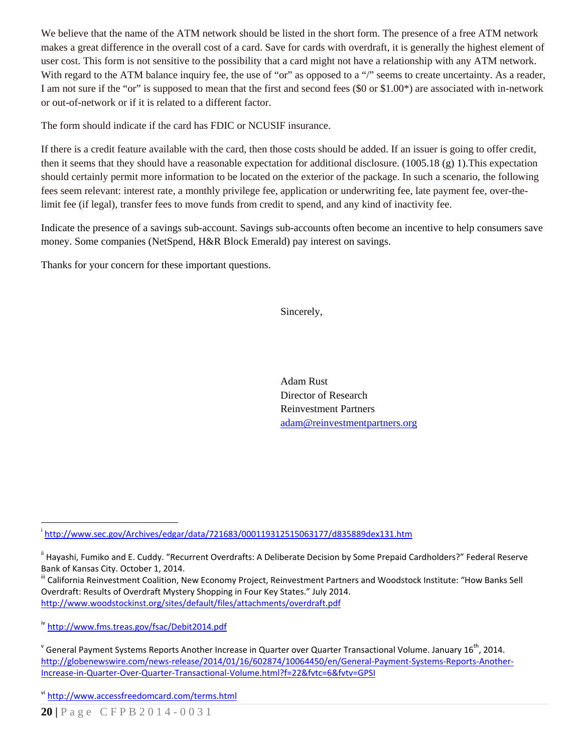We believe that the name of the ATM network should be listed in the short form. The presence of a free ATM network makes a great difference in the overall cost of a card. Save for cards with overdraft, it is generally the highest element of user cost. This form is not sensitive to the possibility that a card might not have a relationship with any ATM network. With regard to the ATM balance inquiry fee, the use of "or" as opposed to a "/" seems to create uncertainty. As a reader, I am not sure if the "or" is supposed to mean that the first and second fees ($0 or $1.00*) are associated with in-network or out-of-network or if it is related to a different factor.

The form should indicate if the card has FDIC or NCUSIF insurance.

If there is a credit feature available with the card, then those costs should be added. If an issuer is going to offer credit, then it seems that they should have a reasonable expectation for additional disclosure. (1005.18 (g) 1).This expectation should certainly permit more information to be located on the exterior of the package. In such a scenario, the following fees seem relevant: interest rate, a monthly privilege fee, application or underwriting fee, late payment fee, over-the-limit fee (if legal), transfer fees to move funds from credit to spend, and any kind of inactivity fee.

Indicate the presence of a savings sub-account. Savings sub-accounts often become an incentive to help consumers save money. Some companies (NetSpend, H&R Block Emerald) pay interest on savings.

Thanks for your concern for these important questions.

Sincerely,

Adam Rust
Director of Research
Reinvestment Partners
adam@reinvestmentpartners.org

---

[i] http://www.sec.gov/Archives/edgar/data/721683/000119312515063177/d835889dex131.htm

[ii] Hayashi, Fumiko and E. Cuddy. "Recurrent Overdrafts: A Deliberate Decision by Some Prepaid Cardholders?" Federal Reserve Bank of Kansas City. October 1, 2014.

[iii] California Reinvestment Coalition, New Economy Project, Reinvestment Partners and Woodstock Institute: "How Banks Sell Overdraft: Results of Overdraft Mystery Shopping in Four Key States." July 2014. http://www.woodstockinst.org/sites/default/files/attachments/overdraft.pdf

[iv] http://www.fms.treas.gov/fsac/Debit2014.pdf

[v] General Payment Systems Reports Another Increase in Quarter over Quarter Transactional Volume. January 16th, 2014. http://globenewswire.com/news-release/2014/01/16/602874/10064450/en/General-Payment-Systems-Reports-Another-Increase-in-Quarter-Over-Quarter-Transactional-Volume.html?f=22&fvtc=6&fvtv=GPSI

[vi] http://www.accessfreedomcard.com/terms.html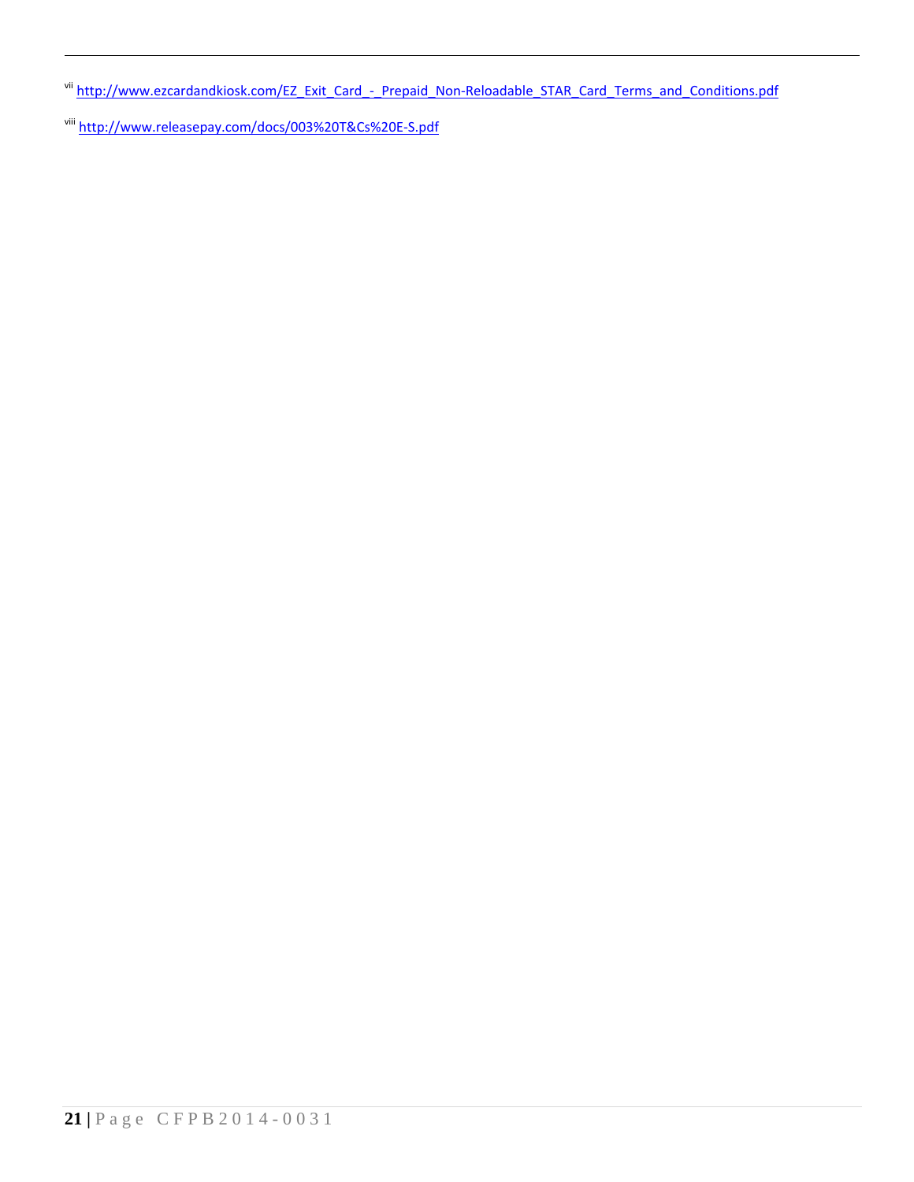[vii] http://www.ezcardandkiosk.com/EZ_Exit_Card_-_Prepaid_Non-Reloadable_STAR_Card_Terms_and_Conditions.pdf

[viii] http://www.releasepay.com/docs/003%20T&Cs%20E-S.pdf